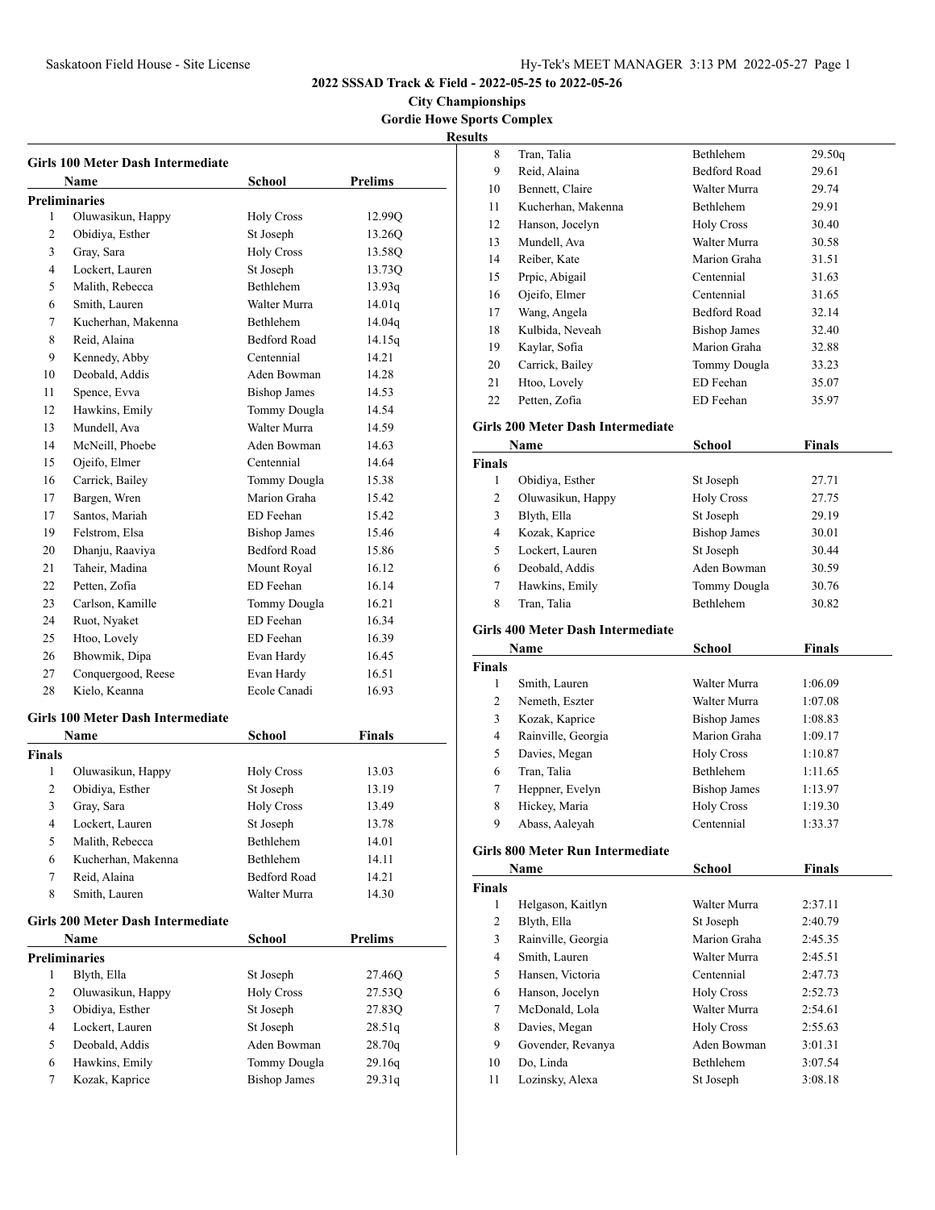**2022 SSSAD Track & Field - 2022-05-25 to 2022-05-26**

**City Championships**

**Gordie Howe Sports Complex**

**Results**

### Girls 100 Meter Dash Intermediate

| | Name | School | Prelims |
|---|---|---|---|
| **Preliminaries** | | | |
| 1 | Oluwasikun, Happy | Holy Cross | 12.99Q |
| 2 | Obidiya, Esther | St Joseph | 13.26Q |
| 3 | Gray, Sara | Holy Cross | 13.58Q |
| 4 | Lockert, Lauren | St Joseph | 13.73Q |
| 5 | Malith, Rebecca | Bethlehem | 13.93q |
| 6 | Smith, Lauren | Walter Murra | 14.01q |
| 7 | Kucherhan, Makenna | Bethlehem | 14.04q |
| 8 | Reid, Alaina | Bedford Road | 14.15q |
| 9 | Kennedy, Abby | Centennial | 14.21 |
| 10 | Deobald, Addis | Aden Bowman | 14.28 |
| 11 | Spence, Evva | Bishop James | 14.53 |
| 12 | Hawkins, Emily | Tommy Dougla | 14.54 |
| 13 | Mundell, Ava | Walter Murra | 14.59 |
| 14 | McNeill, Phoebe | Aden Bowman | 14.63 |
| 15 | Ojeifo, Elmer | Centennial | 14.64 |
| 16 | Carrick, Bailey | Tommy Dougla | 15.38 |
| 17 | Bargen, Wren | Marion Graha | 15.42 |
| 17 | Santos, Mariah | ED Feehan | 15.42 |
| 19 | Felstrom, Elsa | Bishop James | 15.46 |
| 20 | Dhanju, Raaviya | Bedford Road | 15.86 |
| 21 | Taheir, Madina | Mount Royal | 16.12 |
| 22 | Petten, Zofia | ED Feehan | 16.14 |
| 23 | Carlson, Kamille | Tommy Dougla | 16.21 |
| 24 | Ruot, Nyaket | ED Feehan | 16.34 |
| 25 | Htoo, Lovely | ED Feehan | 16.39 |
| 26 | Bhowmik, Dipa | Evan Hardy | 16.45 |
| 27 | Conquergood, Reese | Evan Hardy | 16.51 |
| 28 | Kielo, Keanna | Ecole Canadi | 16.93 |

### Girls 100 Meter Dash Intermediate

| | Name | School | Finals |
|---|---|---|---|
| **Finals** | | | |
| 1 | Oluwasikun, Happy | Holy Cross | 13.03 |
| 2 | Obidiya, Esther | St Joseph | 13.19 |
| 3 | Gray, Sara | Holy Cross | 13.49 |
| 4 | Lockert, Lauren | St Joseph | 13.78 |
| 5 | Malith, Rebecca | Bethlehem | 14.01 |
| 6 | Kucherhan, Makenna | Bethlehem | 14.11 |
| 7 | Reid, Alaina | Bedford Road | 14.21 |
| 8 | Smith, Lauren | Walter Murra | 14.30 |

### Girls 200 Meter Dash Intermediate

| | Name | School | Prelims |
|---|---|---|---|
| **Preliminaries** | | | |
| 1 | Blyth, Ella | St Joseph | 27.46Q |
| 2 | Oluwasikun, Happy | Holy Cross | 27.53Q |
| 3 | Obidiya, Esther | St Joseph | 27.83Q |
| 4 | Lockert, Lauren | St Joseph | 28.51q |
| 5 | Deobald, Addis | Aden Bowman | 28.70q |
| 6 | Hawkins, Emily | Tommy Dougla | 29.16q |
| 7 | Kozak, Kaprice | Bishop James | 29.31q |
| 8 | Tran, Talia | Bethlehem | 29.50q |
| 9 | Reid, Alaina | Bedford Road | 29.61 |
| 10 | Bennett, Claire | Walter Murra | 29.74 |
| 11 | Kucherhan, Makenna | Bethlehem | 29.91 |
| 12 | Hanson, Jocelyn | Holy Cross | 30.40 |
| 13 | Mundell, Ava | Walter Murra | 30.58 |
| 14 | Reiber, Kate | Marion Graha | 31.51 |
| 15 | Prpic, Abigail | Centennial | 31.63 |
| 16 | Ojeifo, Elmer | Centennial | 31.65 |
| 17 | Wang, Angela | Bedford Road | 32.14 |
| 18 | Kulbida, Neveah | Bishop James | 32.40 |
| 19 | Kaylar, Sofia | Marion Graha | 32.88 |
| 20 | Carrick, Bailey | Tommy Dougla | 33.23 |
| 21 | Htoo, Lovely | ED Feehan | 35.07 |
| 22 | Petten, Zofia | ED Feehan | 35.97 |

### Girls 200 Meter Dash Intermediate

| | Name | School | Finals |
|---|---|---|---|
| **Finals** | | | |
| 1 | Obidiya, Esther | St Joseph | 27.71 |
| 2 | Oluwasikun, Happy | Holy Cross | 27.75 |
| 3 | Blyth, Ella | St Joseph | 29.19 |
| 4 | Kozak, Kaprice | Bishop James | 30.01 |
| 5 | Lockert, Lauren | St Joseph | 30.44 |
| 6 | Deobald, Addis | Aden Bowman | 30.59 |
| 7 | Hawkins, Emily | Tommy Dougla | 30.76 |
| 8 | Tran, Talia | Bethlehem | 30.82 |

### Girls 400 Meter Dash Intermediate

| | Name | School | Finals |
|---|---|---|---|
| **Finals** | | | |
| 1 | Smith, Lauren | Walter Murra | 1:06.09 |
| 2 | Nemeth, Eszter | Walter Murra | 1:07.08 |
| 3 | Kozak, Kaprice | Bishop James | 1:08.83 |
| 4 | Rainville, Georgia | Marion Graha | 1:09.17 |
| 5 | Davies, Megan | Holy Cross | 1:10.87 |
| 6 | Tran, Talia | Bethlehem | 1:11.65 |
| 7 | Heppner, Evelyn | Bishop James | 1:13.97 |
| 8 | Hickey, Maria | Holy Cross | 1:19.30 |
| 9 | Abass, Aaleyah | Centennial | 1:33.37 |

### Girls 800 Meter Run Intermediate

| | Name | School | Finals |
|---|---|---|---|
| **Finals** | | | |
| 1 | Helgason, Kaitlyn | Walter Murra | 2:37.11 |
| 2 | Blyth, Ella | St Joseph | 2:40.79 |
| 3 | Rainville, Georgia | Marion Graha | 2:45.35 |
| 4 | Smith, Lauren | Walter Murra | 2:45.51 |
| 5 | Hansen, Victoria | Centennial | 2:47.73 |
| 6 | Hanson, Jocelyn | Holy Cross | 2:52.73 |
| 7 | McDonald, Lola | Walter Murra | 2:54.61 |
| 8 | Davies, Megan | Holy Cross | 2:55.63 |
| 9 | Govender, Revanya | Aden Bowman | 3:01.31 |
| 10 | Do, Linda | Bethlehem | 3:07.54 |
| 11 | Lozinsky, Alexa | St Joseph | 3:08.18 |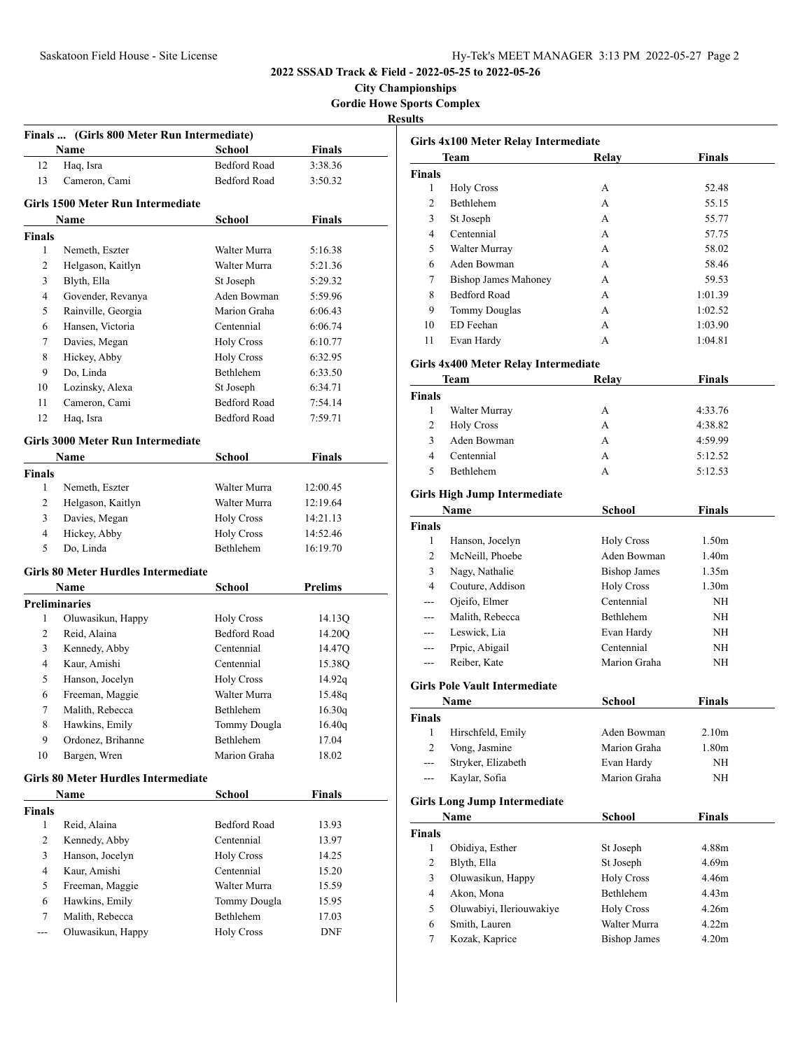**2022 SSSAD Track & Field - 2022-05-25 to 2022-05-26**

**City Championships**

**Gordie Howe Sports Complex**

**Results**

### Finals ... (Girls 800 Meter Run Intermediate)

| | Name | School | Finals |
|---|---|---|---|
| 12 | Haq, Isra | Bedford Road | 3:38.36 |
| 13 | Cameron, Cami | Bedford Road | 3:50.32 |

### Girls 1500 Meter Run Intermediate

| | Name | School | Finals |
|---|---|---|---|
| **Finals** | | | |
| 1 | Nemeth, Eszter | Walter Murra | 5:16.38 |
| 2 | Helgason, Kaitlyn | Walter Murra | 5:21.36 |
| 3 | Blyth, Ella | St Joseph | 5:29.32 |
| 4 | Govender, Revanya | Aden Bowman | 5:59.96 |
| 5 | Rainville, Georgia | Marion Graha | 6:06.43 |
| 6 | Hansen, Victoria | Centennial | 6:06.74 |
| 7 | Davies, Megan | Holy Cross | 6:10.77 |
| 8 | Hickey, Abby | Holy Cross | 6:32.95 |
| 9 | Do, Linda | Bethlehem | 6:33.50 |
| 10 | Lozinsky, Alexa | St Joseph | 6:34.71 |
| 11 | Cameron, Cami | Bedford Road | 7:54.14 |
| 12 | Haq, Isra | Bedford Road | 7:59.71 |

### Girls 3000 Meter Run Intermediate

| | Name | School | Finals |
|---|---|---|---|
| **Finals** | | | |
| 1 | Nemeth, Eszter | Walter Murra | 12:00.45 |
| 2 | Helgason, Kaitlyn | Walter Murra | 12:19.64 |
| 3 | Davies, Megan | Holy Cross | 14:21.13 |
| 4 | Hickey, Abby | Holy Cross | 14:52.46 |
| 5 | Do, Linda | Bethlehem | 16:19.70 |

### Girls 80 Meter Hurdles Intermediate

| | Name | School | Prelims |
|---|---|---|---|
| **Preliminaries** | | | |
| 1 | Oluwasikun, Happy | Holy Cross | 14.13Q |
| 2 | Reid, Alaina | Bedford Road | 14.20Q |
| 3 | Kennedy, Abby | Centennial | 14.47Q |
| 4 | Kaur, Amishi | Centennial | 15.38Q |
| 5 | Hanson, Jocelyn | Holy Cross | 14.92q |
| 6 | Freeman, Maggie | Walter Murra | 15.48q |
| 7 | Malith, Rebecca | Bethlehem | 16.30q |
| 8 | Hawkins, Emily | Tommy Dougla | 16.40q |
| 9 | Ordonez, Brihanne | Bethlehem | 17.04 |
| 10 | Bargen, Wren | Marion Graha | 18.02 |

### Girls 80 Meter Hurdles Intermediate

| | Name | School | Finals |
|---|---|---|---|
| **Finals** | | | |
| 1 | Reid, Alaina | Bedford Road | 13.93 |
| 2 | Kennedy, Abby | Centennial | 13.97 |
| 3 | Hanson, Jocelyn | Holy Cross | 14.25 |
| 4 | Kaur, Amishi | Centennial | 15.20 |
| 5 | Freeman, Maggie | Walter Murra | 15.59 |
| 6 | Hawkins, Emily | Tommy Dougla | 15.95 |
| 7 | Malith, Rebecca | Bethlehem | 17.03 |
| --- | Oluwasikun, Happy | Holy Cross | DNF |

### Girls 4x100 Meter Relay Intermediate

| | Team | Relay | Finals |
|---|---|---|---|
| **Finals** | | | |
| 1 | Holy Cross | A | 52.48 |
| 2 | Bethlehem | A | 55.15 |
| 3 | St Joseph | A | 55.77 |
| 4 | Centennial | A | 57.75 |
| 5 | Walter Murray | A | 58.02 |
| 6 | Aden Bowman | A | 58.46 |
| 7 | Bishop James Mahoney | A | 59.53 |
| 8 | Bedford Road | A | 1:01.39 |
| 9 | Tommy Douglas | A | 1:02.52 |
| 10 | ED Feehan | A | 1:03.90 |
| 11 | Evan Hardy | A | 1:04.81 |

### Girls 4x400 Meter Relay Intermediate

| | Team | Relay | Finals |
|---|---|---|---|
| **Finals** | | | |
| 1 | Walter Murray | A | 4:33.76 |
| 2 | Holy Cross | A | 4:38.82 |
| 3 | Aden Bowman | A | 4:59.99 |
| 4 | Centennial | A | 5:12.52 |
| 5 | Bethlehem | A | 5:12.53 |

### Girls High Jump Intermediate

| | Name | School | Finals |
|---|---|---|---|
| **Finals** | | | |
| 1 | Hanson, Jocelyn | Holy Cross | 1.50m |
| 2 | McNeill, Phoebe | Aden Bowman | 1.40m |
| 3 | Nagy, Nathalie | Bishop James | 1.35m |
| 4 | Couture, Addison | Holy Cross | 1.30m |
| --- | Ojeifo, Elmer | Centennial | NH |
| --- | Malith, Rebecca | Bethlehem | NH |
| --- | Leswick, Lia | Evan Hardy | NH |
| --- | Prpic, Abigail | Centennial | NH |
| --- | Reiber, Kate | Marion Graha | NH |

### Girls Pole Vault Intermediate

| | Name | School | Finals |
|---|---|---|---|
| **Finals** | | | |
| 1 | Hirschfeld, Emily | Aden Bowman | 2.10m |
| 2 | Vong, Jasmine | Marion Graha | 1.80m |
| --- | Stryker, Elizabeth | Evan Hardy | NH |
| --- | Kaylar, Sofia | Marion Graha | NH |

### Girls Long Jump Intermediate

| | Name | School | Finals |
|---|---|---|---|
| **Finals** | | | |
| 1 | Obidiya, Esther | St Joseph | 4.88m |
| 2 | Blyth, Ella | St Joseph | 4.69m |
| 3 | Oluwasikun, Happy | Holy Cross | 4.46m |
| 4 | Akon, Mona | Bethlehem | 4.43m |
| 5 | Oluwabiyi, Ileriouwakiye | Holy Cross | 4.26m |
| 6 | Smith, Lauren | Walter Murra | 4.22m |
| 7 | Kozak, Kaprice | Bishop James | 4.20m |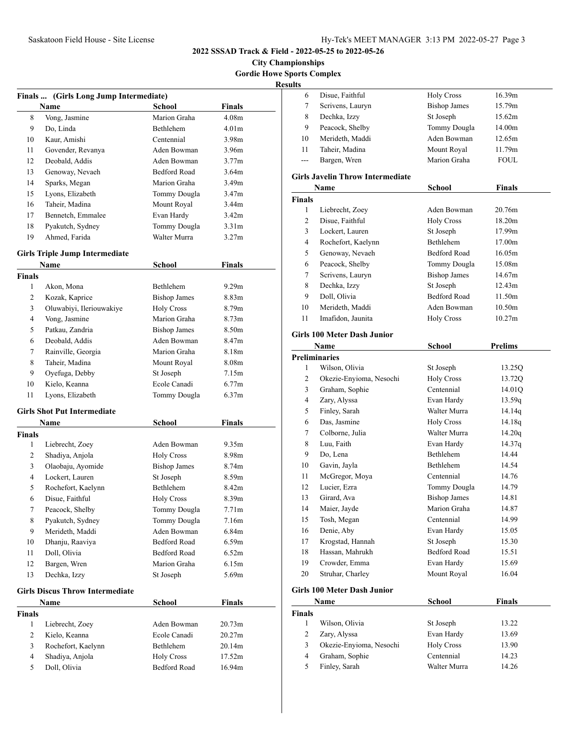# 2022 SSSAD Track & Field - 2022-05-25 to 2022-05-26

## City Championships

## Gordie Howe Sports Complex

## Results

### Finals ... (Girls Long Jump Intermediate)

| | Name | School | Finals |
|---|---|---|---|
| 8 | Vong, Jasmine | Marion Graha | 4.08m |
| 9 | Do, Linda | Bethlehem | 4.01m |
| 10 | Kaur, Amishi | Centennial | 3.98m |
| 11 | Govender, Revanya | Aden Bowman | 3.96m |
| 12 | Deobald, Addis | Aden Bowman | 3.77m |
| 13 | Genoway, Nevaeh | Bedford Road | 3.64m |
| 14 | Sparks, Megan | Marion Graha | 3.49m |
| 15 | Lyons, Elizabeth | Tommy Dougla | 3.47m |
| 16 | Taheir, Madina | Mount Royal | 3.44m |
| 17 | Bennetch, Emmalee | Evan Hardy | 3.42m |
| 18 | Pyakutch, Sydney | Tommy Dougla | 3.31m |
| 19 | Ahmed, Farida | Walter Murra | 3.27m |

### Girls Triple Jump Intermediate

| | Name | School | Finals |
|---|---|---|---|
| **Finals** | | | |
| 1 | Akon, Mona | Bethlehem | 9.29m |
| 2 | Kozak, Kaprice | Bishop James | 8.83m |
| 3 | Oluwabiyi, Ileriouwakiye | Holy Cross | 8.79m |
| 4 | Vong, Jasmine | Marion Graha | 8.73m |
| 5 | Patkau, Zandria | Bishop James | 8.50m |
| 6 | Deobald, Addis | Aden Bowman | 8.47m |
| 7 | Rainville, Georgia | Marion Graha | 8.18m |
| 8 | Taheir, Madina | Mount Royal | 8.08m |
| 9 | Oyefuga, Debby | St Joseph | 7.15m |
| 10 | Kielo, Keanna | Ecole Canadi | 6.77m |
| 11 | Lyons, Elizabeth | Tommy Dougla | 6.37m |

### Girls Shot Put Intermediate

| | Name | School | Finals |
|---|---|---|---|
| **Finals** | | | |
| 1 | Liebrecht, Zoey | Aden Bowman | 9.35m |
| 2 | Shadiya, Anjola | Holy Cross | 8.98m |
| 3 | Olaobaju, Ayomide | Bishop James | 8.74m |
| 4 | Lockert, Lauren | St Joseph | 8.59m |
| 5 | Rochefort, Kaelynn | Bethlehem | 8.42m |
| 6 | Disue, Faithful | Holy Cross | 8.39m |
| 7 | Peacock, Shelby | Tommy Dougla | 7.71m |
| 8 | Pyakutch, Sydney | Tommy Dougla | 7.16m |
| 9 | Merideth, Maddi | Aden Bowman | 6.84m |
| 10 | Dhanju, Raaviya | Bedford Road | 6.59m |
| 11 | Doll, Olivia | Bedford Road | 6.52m |
| 12 | Bargen, Wren | Marion Graha | 6.15m |
| 13 | Dechka, Izzy | St Joseph | 5.69m |

### Girls Discus Throw Intermediate

| | Name | School | Finals |
|---|---|---|---|
| **Finals** | | | |
| 1 | Liebrecht, Zoey | Aden Bowman | 20.73m |
| 2 | Kielo, Keanna | Ecole Canadi | 20.27m |
| 3 | Rochefort, Kaelynn | Bethlehem | 20.14m |
| 4 | Shadiya, Anjola | Holy Cross | 17.52m |
| 5 | Doll, Olivia | Bedford Road | 16.94m |
| 6 | Disue, Faithful | Holy Cross | 16.39m |
| 7 | Scrivens, Lauryn | Bishop James | 15.79m |
| 8 | Dechka, Izzy | St Joseph | 15.62m |
| 9 | Peacock, Shelby | Tommy Dougla | 14.00m |
| 10 | Merideth, Maddi | Aden Bowman | 12.65m |
| 11 | Taheir, Madina | Mount Royal | 11.79m |
| --- | Bargen, Wren | Marion Graha | FOUL |

### Girls Javelin Throw Intermediate

| | Name | School | Finals |
|---|---|---|---|
| **Finals** | | | |
| 1 | Liebrecht, Zoey | Aden Bowman | 20.76m |
| 2 | Disue, Faithful | Holy Cross | 18.20m |
| 3 | Lockert, Lauren | St Joseph | 17.99m |
| 4 | Rochefort, Kaelynn | Bethlehem | 17.00m |
| 5 | Genoway, Nevaeh | Bedford Road | 16.05m |
| 6 | Peacock, Shelby | Tommy Dougla | 15.08m |
| 7 | Scrivens, Lauryn | Bishop James | 14.67m |
| 8 | Dechka, Izzy | St Joseph | 12.43m |
| 9 | Doll, Olivia | Bedford Road | 11.50m |
| 10 | Merideth, Maddi | Aden Bowman | 10.50m |
| 11 | Imafidon, Jaunita | Holy Cross | 10.27m |

### Girls 100 Meter Dash Junior

| | Name | School | Prelims |
|---|---|---|---|
| **Preliminaries** | | | |
| 1 | Wilson, Olivia | St Joseph | 13.25Q |
| 2 | Okezie-Enyioma, Nesochi | Holy Cross | 13.72Q |
| 3 | Graham, Sophie | Centennial | 14.01Q |
| 4 | Zary, Alyssa | Evan Hardy | 13.59q |
| 5 | Finley, Sarah | Walter Murra | 14.14q |
| 6 | Das, Jasmine | Holy Cross | 14.18q |
| 7 | Colborne, Julia | Walter Murra | 14.20q |
| 8 | Luu, Faith | Evan Hardy | 14.37q |
| 9 | Do, Lena | Bethlehem | 14.44 |
| 10 | Gavin, Jayla | Bethlehem | 14.54 |
| 11 | McGregor, Moya | Centennial | 14.76 |
| 12 | Lucier, Ezra | Tommy Dougla | 14.79 |
| 13 | Girard, Ava | Bishop James | 14.81 |
| 14 | Maier, Jayde | Marion Graha | 14.87 |
| 15 | Tosh, Megan | Centennial | 14.99 |
| 16 | Denie, Aby | Evan Hardy | 15.05 |
| 17 | Krogstad, Hannah | St Joseph | 15.30 |
| 18 | Hassan, Mahrukh | Bedford Road | 15.51 |
| 19 | Crowder, Emma | Evan Hardy | 15.69 |
| 20 | Struhar, Charley | Mount Royal | 16.04 |

### Girls 100 Meter Dash Junior

| | Name | School | Finals |
|---|---|---|---|
| **Finals** | | | |
| 1 | Wilson, Olivia | St Joseph | 13.22 |
| 2 | Zary, Alyssa | Evan Hardy | 13.69 |
| 3 | Okezie-Enyioma, Nesochi | Holy Cross | 13.90 |
| 4 | Graham, Sophie | Centennial | 14.23 |
| 5 | Finley, Sarah | Walter Murra | 14.26 |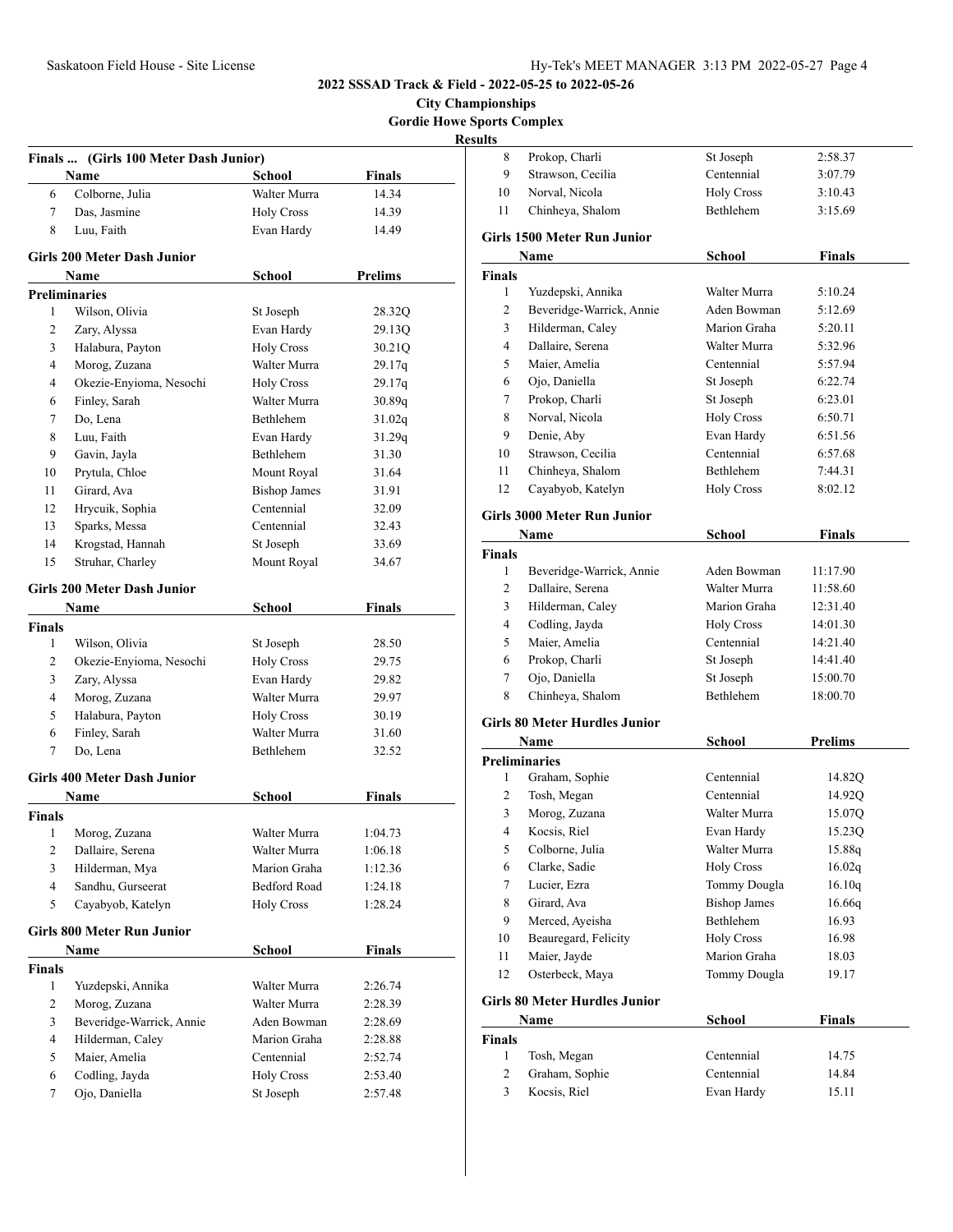**2022 SSSAD Track & Field - 2022-05-25 to 2022-05-26**

**City Championships**

**Gordie Howe Sports Complex**

**Results**

### Finals ... (Girls 100 Meter Dash Junior)

| | Name | School | Finals |
|---|---|---|---|
| 6 | Colborne, Julia | Walter Murra | 14.34 |
| 7 | Das, Jasmine | Holy Cross | 14.39 |
| 8 | Luu, Faith | Evan Hardy | 14.49 |

### Girls 200 Meter Dash Junior

| | Name | School | Prelims |
|---|---|---|---|
| **Preliminaries** | | | |
| 1 | Wilson, Olivia | St Joseph | 28.32Q |
| 2 | Zary, Alyssa | Evan Hardy | 29.13Q |
| 3 | Halabura, Payton | Holy Cross | 30.21Q |
| 4 | Morog, Zuzana | Walter Murra | 29.17q |
| 4 | Okezie-Enyioma, Nesochi | Holy Cross | 29.17q |
| 6 | Finley, Sarah | Walter Murra | 30.89q |
| 7 | Do, Lena | Bethlehem | 31.02q |
| 8 | Luu, Faith | Evan Hardy | 31.29q |
| 9 | Gavin, Jayla | Bethlehem | 31.30 |
| 10 | Prytula, Chloe | Mount Royal | 31.64 |
| 11 | Girard, Ava | Bishop James | 31.91 |
| 12 | Hrycuik, Sophia | Centennial | 32.09 |
| 13 | Sparks, Messa | Centennial | 32.43 |
| 14 | Krogstad, Hannah | St Joseph | 33.69 |
| 15 | Struhar, Charley | Mount Royal | 34.67 |

### Girls 200 Meter Dash Junior

| | Name | School | Finals |
|---|---|---|---|
| **Finals** | | | |
| 1 | Wilson, Olivia | St Joseph | 28.50 |
| 2 | Okezie-Enyioma, Nesochi | Holy Cross | 29.75 |
| 3 | Zary, Alyssa | Evan Hardy | 29.82 |
| 4 | Morog, Zuzana | Walter Murra | 29.97 |
| 5 | Halabura, Payton | Holy Cross | 30.19 |
| 6 | Finley, Sarah | Walter Murra | 31.60 |
| 7 | Do, Lena | Bethlehem | 32.52 |

### Girls 400 Meter Dash Junior

| | Name | School | Finals |
|---|---|---|---|
| **Finals** | | | |
| 1 | Morog, Zuzana | Walter Murra | 1:04.73 |
| 2 | Dallaire, Serena | Walter Murra | 1:06.18 |
| 3 | Hilderman, Mya | Marion Graha | 1:12.36 |
| 4 | Sandhu, Gurseerat | Bedford Road | 1:24.18 |
| 5 | Cayabyob, Katelyn | Holy Cross | 1:28.24 |

### Girls 800 Meter Run Junior

| | Name | School | Finals |
|---|---|---|---|
| **Finals** | | | |
| 1 | Yuzdepski, Annika | Walter Murra | 2:26.74 |
| 2 | Morog, Zuzana | Walter Murra | 2:28.39 |
| 3 | Beveridge-Warrick, Annie | Aden Bowman | 2:28.69 |
| 4 | Hilderman, Caley | Marion Graha | 2:28.88 |
| 5 | Maier, Amelia | Centennial | 2:52.74 |
| 6 | Codling, Jayda | Holy Cross | 2:53.40 |
| 7 | Ojo, Daniella | St Joseph | 2:57.48 |
| 8 | Prokop, Charli | St Joseph | 2:58.37 |
| 9 | Strawson, Cecilia | Centennial | 3:07.79 |
| 10 | Norval, Nicola | Holy Cross | 3:10.43 |
| 11 | Chinheya, Shalom | Bethlehem | 3:15.69 |

### Girls 1500 Meter Run Junior

| | Name | School | Finals |
|---|---|---|---|
| **Finals** | | | |
| 1 | Yuzdepski, Annika | Walter Murra | 5:10.24 |
| 2 | Beveridge-Warrick, Annie | Aden Bowman | 5:12.69 |
| 3 | Hilderman, Caley | Marion Graha | 5:20.11 |
| 4 | Dallaire, Serena | Walter Murra | 5:32.96 |
| 5 | Maier, Amelia | Centennial | 5:57.94 |
| 6 | Ojo, Daniella | St Joseph | 6:22.74 |
| 7 | Prokop, Charli | St Joseph | 6:23.01 |
| 8 | Norval, Nicola | Holy Cross | 6:50.71 |
| 9 | Denie, Aby | Evan Hardy | 6:51.56 |
| 10 | Strawson, Cecilia | Centennial | 6:57.68 |
| 11 | Chinheya, Shalom | Bethlehem | 7:44.31 |
| 12 | Cayabyob, Katelyn | Holy Cross | 8:02.12 |

### Girls 3000 Meter Run Junior

| | Name | School | Finals |
|---|---|---|---|
| **Finals** | | | |
| 1 | Beveridge-Warrick, Annie | Aden Bowman | 11:17.90 |
| 2 | Dallaire, Serena | Walter Murra | 11:58.60 |
| 3 | Hilderman, Caley | Marion Graha | 12:31.40 |
| 4 | Codling, Jayda | Holy Cross | 14:01.30 |
| 5 | Maier, Amelia | Centennial | 14:21.40 |
| 6 | Prokop, Charli | St Joseph | 14:41.40 |
| 7 | Ojo, Daniella | St Joseph | 15:00.70 |
| 8 | Chinheya, Shalom | Bethlehem | 18:00.70 |

### Girls 80 Meter Hurdles Junior

| | Name | School | Prelims |
|---|---|---|---|
| **Preliminaries** | | | |
| 1 | Graham, Sophie | Centennial | 14.82Q |
| 2 | Tosh, Megan | Centennial | 14.92Q |
| 3 | Morog, Zuzana | Walter Murra | 15.07Q |
| 4 | Kocsis, Riel | Evan Hardy | 15.23Q |
| 5 | Colborne, Julia | Walter Murra | 15.88q |
| 6 | Clarke, Sadie | Holy Cross | 16.02q |
| 7 | Lucier, Ezra | Tommy Dougla | 16.10q |
| 8 | Girard, Ava | Bishop James | 16.66q |
| 9 | Merced, Ayeisha | Bethlehem | 16.93 |
| 10 | Beauregard, Felicity | Holy Cross | 16.98 |
| 11 | Maier, Jayde | Marion Graha | 18.03 |
| 12 | Osterbeck, Maya | Tommy Dougla | 19.17 |

### Girls 80 Meter Hurdles Junior

| | Name | School | Finals |
|---|---|---|---|
| **Finals** | | | |
| 1 | Tosh, Megan | Centennial | 14.75 |
| 2 | Graham, Sophie | Centennial | 14.84 |
| 3 | Kocsis, Riel | Evan Hardy | 15.11 |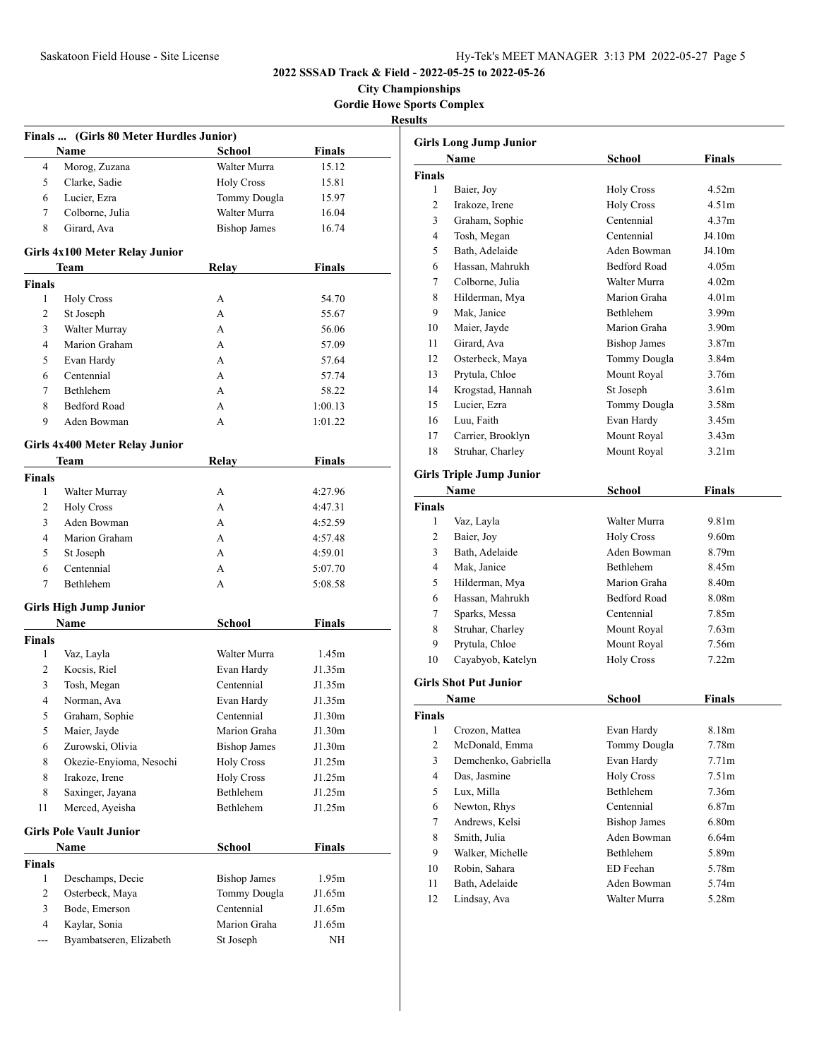**2022 SSSAD Track & Field - 2022-05-25 to 2022-05-26**

**City Championships**

**Gordie Howe Sports Complex**

**Results**

### Finals ... (Girls 80 Meter Hurdles Junior)

| | Name | School | Finals |
|---|---|---|---|
| 4 | Morog, Zuzana | Walter Murra | 15.12 |
| 5 | Clarke, Sadie | Holy Cross | 15.81 |
| 6 | Lucier, Ezra | Tommy Dougla | 15.97 |
| 7 | Colborne, Julia | Walter Murra | 16.04 |
| 8 | Girard, Ava | Bishop James | 16.74 |

### Girls 4x100 Meter Relay Junior

| | Team | Relay | Finals |
|---|---|---|---|
| **Finals** | | | |
| 1 | Holy Cross | A | 54.70 |
| 2 | St Joseph | A | 55.67 |
| 3 | Walter Murray | A | 56.06 |
| 4 | Marion Graham | A | 57.09 |
| 5 | Evan Hardy | A | 57.64 |
| 6 | Centennial | A | 57.74 |
| 7 | Bethlehem | A | 58.22 |
| 8 | Bedford Road | A | 1:00.13 |
| 9 | Aden Bowman | A | 1:01.22 |

### Girls 4x400 Meter Relay Junior

| | Team | Relay | Finals |
|---|---|---|---|
| **Finals** | | | |
| 1 | Walter Murray | A | 4:27.96 |
| 2 | Holy Cross | A | 4:47.31 |
| 3 | Aden Bowman | A | 4:52.59 |
| 4 | Marion Graham | A | 4:57.48 |
| 5 | St Joseph | A | 4:59.01 |
| 6 | Centennial | A | 5:07.70 |
| 7 | Bethlehem | A | 5:08.58 |

### Girls High Jump Junior

| | Name | School | Finals |
|---|---|---|---|
| **Finals** | | | |
| 1 | Vaz, Layla | Walter Murra | 1.45m |
| 2 | Kocsis, Riel | Evan Hardy | J1.35m |
| 3 | Tosh, Megan | Centennial | J1.35m |
| 4 | Norman, Ava | Evan Hardy | J1.35m |
| 5 | Graham, Sophie | Centennial | J1.30m |
| 5 | Maier, Jayde | Marion Graha | J1.30m |
| 6 | Zurowski, Olivia | Bishop James | J1.30m |
| 8 | Okezie-Enyioma, Nesochi | Holy Cross | J1.25m |
| 8 | Irakoze, Irene | Holy Cross | J1.25m |
| 8 | Saxinger, Jayana | Bethlehem | J1.25m |
| 11 | Merced, Ayeisha | Bethlehem | J1.25m |

### Girls Pole Vault Junior

| | Name | School | Finals |
|---|---|---|---|
| **Finals** | | | |
| 1 | Deschamps, Decie | Bishop James | 1.95m |
| 2 | Osterbeck, Maya | Tommy Dougla | J1.65m |
| 3 | Bode, Emerson | Centennial | J1.65m |
| 4 | Kaylar, Sonia | Marion Graha | J1.65m |
| --- | Byambatseren, Elizabeth | St Joseph | NH |

### Girls Long Jump Junior

| | Name | School | Finals |
|---|---|---|---|
| **Finals** | | | |
| 1 | Baier, Joy | Holy Cross | 4.52m |
| 2 | Irakoze, Irene | Holy Cross | 4.51m |
| 3 | Graham, Sophie | Centennial | 4.37m |
| 4 | Tosh, Megan | Centennial | J4.10m |
| 5 | Bath, Adelaide | Aden Bowman | J4.10m |
| 6 | Hassan, Mahrukh | Bedford Road | 4.05m |
| 7 | Colborne, Julia | Walter Murra | 4.02m |
| 8 | Hilderman, Mya | Marion Graha | 4.01m |
| 9 | Mak, Janice | Bethlehem | 3.99m |
| 10 | Maier, Jayde | Marion Graha | 3.90m |
| 11 | Girard, Ava | Bishop James | 3.87m |
| 12 | Osterbeck, Maya | Tommy Dougla | 3.84m |
| 13 | Prytula, Chloe | Mount Royal | 3.76m |
| 14 | Krogstad, Hannah | St Joseph | 3.61m |
| 15 | Lucier, Ezra | Tommy Dougla | 3.58m |
| 16 | Luu, Faith | Evan Hardy | 3.45m |
| 17 | Carrier, Brooklyn | Mount Royal | 3.43m |
| 18 | Struhar, Charley | Mount Royal | 3.21m |

### Girls Triple Jump Junior

| | Name | School | Finals |
|---|---|---|---|
| **Finals** | | | |
| 1 | Vaz, Layla | Walter Murra | 9.81m |
| 2 | Baier, Joy | Holy Cross | 9.60m |
| 3 | Bath, Adelaide | Aden Bowman | 8.79m |
| 4 | Mak, Janice | Bethlehem | 8.45m |
| 5 | Hilderman, Mya | Marion Graha | 8.40m |
| 6 | Hassan, Mahrukh | Bedford Road | 8.08m |
| 7 | Sparks, Messa | Centennial | 7.85m |
| 8 | Struhar, Charley | Mount Royal | 7.63m |
| 9 | Prytula, Chloe | Mount Royal | 7.56m |
| 10 | Cayabyob, Katelyn | Holy Cross | 7.22m |

### Girls Shot Put Junior

| | Name | School | Finals |
|---|---|---|---|
| **Finals** | | | |
| 1 | Crozon, Mattea | Evan Hardy | 8.18m |
| 2 | McDonald, Emma | Tommy Dougla | 7.78m |
| 3 | Demchenko, Gabriella | Evan Hardy | 7.71m |
| 4 | Das, Jasmine | Holy Cross | 7.51m |
| 5 | Lux, Milla | Bethlehem | 7.36m |
| 6 | Newton, Rhys | Centennial | 6.87m |
| 7 | Andrews, Kelsi | Bishop James | 6.80m |
| 8 | Smith, Julia | Aden Bowman | 6.64m |
| 9 | Walker, Michelle | Bethlehem | 5.89m |
| 10 | Robin, Sahara | ED Feehan | 5.78m |
| 11 | Bath, Adelaide | Aden Bowman | 5.74m |
| 12 | Lindsay, Ava | Walter Murra | 5.28m |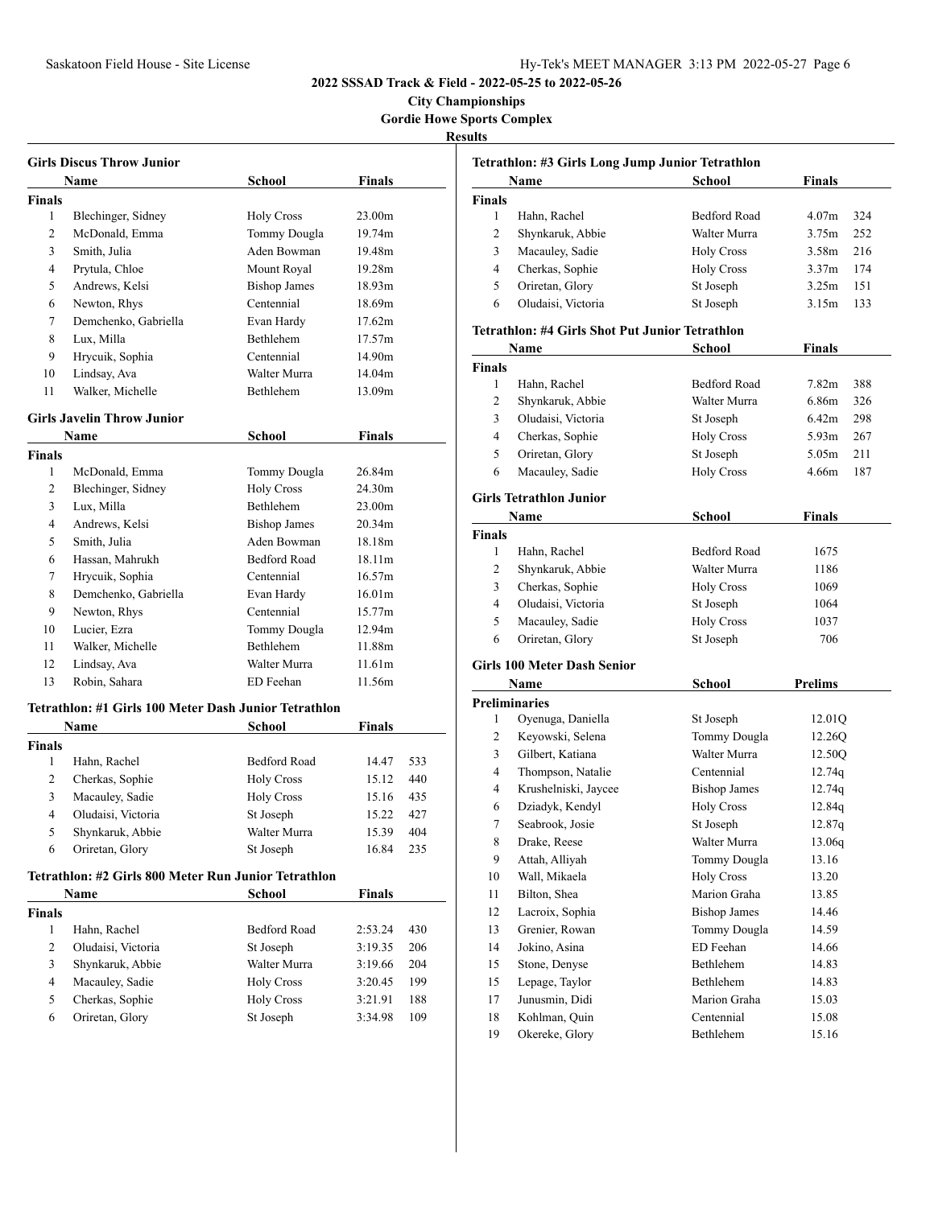**2022 SSSAD Track & Field - 2022-05-25 to 2022-05-26**

**City Championships**

**Gordie Howe Sports Complex**

**Results**

### Girls Discus Throw Junior

| | Name | School | Finals |
|---|---|---|---|
| **Finals** | | | |
| 1 | Blechinger, Sidney | Holy Cross | 23.00m |
| 2 | McDonald, Emma | Tommy Dougla | 19.74m |
| 3 | Smith, Julia | Aden Bowman | 19.48m |
| 4 | Prytula, Chloe | Mount Royal | 19.28m |
| 5 | Andrews, Kelsi | Bishop James | 18.93m |
| 6 | Newton, Rhys | Centennial | 18.69m |
| 7 | Demchenko, Gabriella | Evan Hardy | 17.62m |
| 8 | Lux, Milla | Bethlehem | 17.57m |
| 9 | Hrycuik, Sophia | Centennial | 14.90m |
| 10 | Lindsay, Ava | Walter Murra | 14.04m |
| 11 | Walker, Michelle | Bethlehem | 13.09m |

### Girls Javelin Throw Junior

| | Name | School | Finals |
|---|---|---|---|
| **Finals** | | | |
| 1 | McDonald, Emma | Tommy Dougla | 26.84m |
| 2 | Blechinger, Sidney | Holy Cross | 24.30m |
| 3 | Lux, Milla | Bethlehem | 23.00m |
| 4 | Andrews, Kelsi | Bishop James | 20.34m |
| 5 | Smith, Julia | Aden Bowman | 18.18m |
| 6 | Hassan, Mahrukh | Bedford Road | 18.11m |
| 7 | Hrycuik, Sophia | Centennial | 16.57m |
| 8 | Demchenko, Gabriella | Evan Hardy | 16.01m |
| 9 | Newton, Rhys | Centennial | 15.77m |
| 10 | Lucier, Ezra | Tommy Dougla | 12.94m |
| 11 | Walker, Michelle | Bethlehem | 11.88m |
| 12 | Lindsay, Ava | Walter Murra | 11.61m |
| 13 | Robin, Sahara | ED Feehan | 11.56m |

### Tetrathlon: #1 Girls 100 Meter Dash Junior Tetrathlon

| | Name | School | Finals | |
|---|---|---|---|---|
| **Finals** | | | | |
| 1 | Hahn, Rachel | Bedford Road | 14.47 | 533 |
| 2 | Cherkas, Sophie | Holy Cross | 15.12 | 440 |
| 3 | Macauley, Sadie | Holy Cross | 15.16 | 435 |
| 4 | Oludaisi, Victoria | St Joseph | 15.22 | 427 |
| 5 | Shynkaruk, Abbie | Walter Murra | 15.39 | 404 |
| 6 | Oriretan, Glory | St Joseph | 16.84 | 235 |

### Tetrathlon: #2 Girls 800 Meter Run Junior Tetrathlon

| | Name | School | Finals | |
|---|---|---|---|---|
| **Finals** | | | | |
| 1 | Hahn, Rachel | Bedford Road | 2:53.24 | 430 |
| 2 | Oludaisi, Victoria | St Joseph | 3:19.35 | 206 |
| 3 | Shynkaruk, Abbie | Walter Murra | 3:19.66 | 204 |
| 4 | Macauley, Sadie | Holy Cross | 3:20.45 | 199 |
| 5 | Cherkas, Sophie | Holy Cross | 3:21.91 | 188 |
| 6 | Oriretan, Glory | St Joseph | 3:34.98 | 109 |

### Tetrathlon: #3 Girls Long Jump Junior Tetrathlon

| | Name | School | Finals | |
|---|---|---|---|---|
| **Finals** | | | | |
| 1 | Hahn, Rachel | Bedford Road | 4.07m | 324 |
| 2 | Shynkaruk, Abbie | Walter Murra | 3.75m | 252 |
| 3 | Macauley, Sadie | Holy Cross | 3.58m | 216 |
| 4 | Cherkas, Sophie | Holy Cross | 3.37m | 174 |
| 5 | Oriretan, Glory | St Joseph | 3.25m | 151 |
| 6 | Oludaisi, Victoria | St Joseph | 3.15m | 133 |

### Tetrathlon: #4 Girls Shot Put Junior Tetrathlon

| | Name | School | Finals | |
|---|---|---|---|---|
| **Finals** | | | | |
| 1 | Hahn, Rachel | Bedford Road | 7.82m | 388 |
| 2 | Shynkaruk, Abbie | Walter Murra | 6.86m | 326 |
| 3 | Oludaisi, Victoria | St Joseph | 6.42m | 298 |
| 4 | Cherkas, Sophie | Holy Cross | 5.93m | 267 |
| 5 | Oriretan, Glory | St Joseph | 5.05m | 211 |
| 6 | Macauley, Sadie | Holy Cross | 4.66m | 187 |

### Girls Tetrathlon Junior

| | Name | School | Finals |
|---|---|---|---|
| **Finals** | | | |
| 1 | Hahn, Rachel | Bedford Road | 1675 |
| 2 | Shynkaruk, Abbie | Walter Murra | 1186 |
| 3 | Cherkas, Sophie | Holy Cross | 1069 |
| 4 | Oludaisi, Victoria | St Joseph | 1064 |
| 5 | Macauley, Sadie | Holy Cross | 1037 |
| 6 | Oriretan, Glory | St Joseph | 706 |

### Girls 100 Meter Dash Senior

| | Name | School | Prelims |
|---|---|---|---|
| **Preliminaries** | | | |
| 1 | Oyenuga, Daniella | St Joseph | 12.01Q |
| 2 | Keyowski, Selena | Tommy Dougla | 12.26Q |
| 3 | Gilbert, Katiana | Walter Murra | 12.50Q |
| 4 | Thompson, Natalie | Centennial | 12.74q |
| 4 | Krushelniski, Jaycee | Bishop James | 12.74q |
| 6 | Dziadyk, Kendyl | Holy Cross | 12.84q |
| 7 | Seabrook, Josie | St Joseph | 12.87q |
| 8 | Drake, Reese | Walter Murra | 13.06q |
| 9 | Attah, Alliyah | Tommy Dougla | 13.16 |
| 10 | Wall, Mikaela | Holy Cross | 13.20 |
| 11 | Bilton, Shea | Marion Graha | 13.85 |
| 12 | Lacroix, Sophia | Bishop James | 14.46 |
| 13 | Grenier, Rowan | Tommy Dougla | 14.59 |
| 14 | Jokino, Asina | ED Feehan | 14.66 |
| 15 | Stone, Denyse | Bethlehem | 14.83 |
| 15 | Lepage, Taylor | Bethlehem | 14.83 |
| 17 | Junusmin, Didi | Marion Graha | 15.03 |
| 18 | Kohlman, Quin | Centennial | 15.08 |
| 19 | Okereke, Glory | Bethlehem | 15.16 |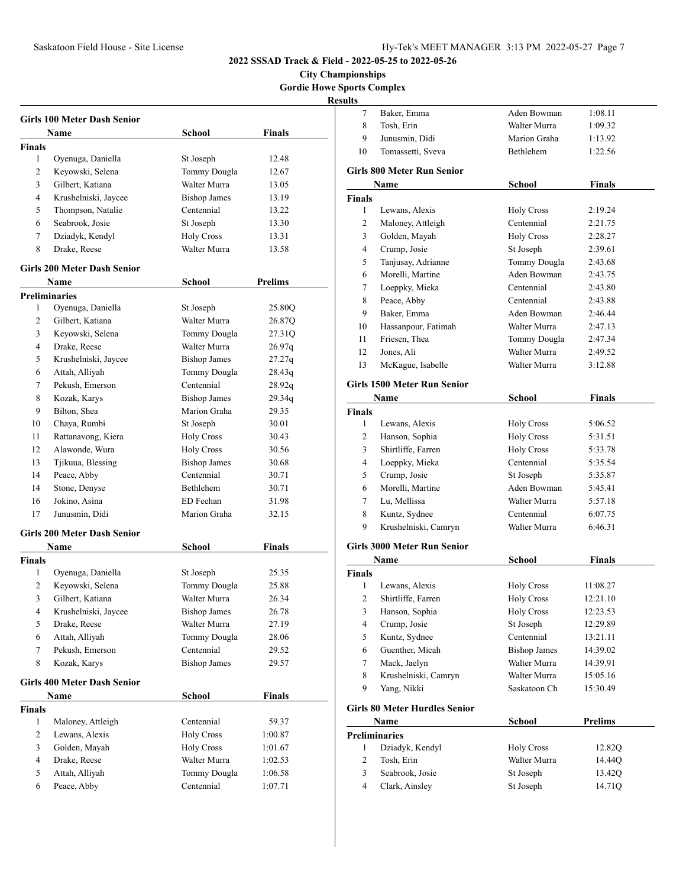**2022 SSSAD Track & Field - 2022-05-25 to 2022-05-26**

**City Championships**

**Gordie Howe Sports Complex**

**Results**

### Girls 100 Meter Dash Senior

| | Name | School | Finals |
|---|---|---|---|
| **Finals** | | | |
| 1 | Oyenuga, Daniella | St Joseph | 12.48 |
| 2 | Keyowski, Selena | Tommy Dougla | 12.67 |
| 3 | Gilbert, Katiana | Walter Murra | 13.05 |
| 4 | Krushelniski, Jaycee | Bishop James | 13.19 |
| 5 | Thompson, Natalie | Centennial | 13.22 |
| 6 | Seabrook, Josie | St Joseph | 13.30 |
| 7 | Dziadyk, Kendyl | Holy Cross | 13.31 |
| 8 | Drake, Reese | Walter Murra | 13.58 |

### Girls 200 Meter Dash Senior

| | Name | School | Prelims |
|---|---|---|---|
| **Preliminaries** | | | |
| 1 | Oyenuga, Daniella | St Joseph | 25.80Q |
| 2 | Gilbert, Katiana | Walter Murra | 26.87Q |
| 3 | Keyowski, Selena | Tommy Dougla | 27.31Q |
| 4 | Drake, Reese | Walter Murra | 26.97q |
| 5 | Krushelniski, Jaycee | Bishop James | 27.27q |
| 6 | Attah, Alliyah | Tommy Dougla | 28.43q |
| 7 | Pekush, Emerson | Centennial | 28.92q |
| 8 | Kozak, Karys | Bishop James | 29.34q |
| 9 | Bilton, Shea | Marion Graha | 29.35 |
| 10 | Chaya, Rumbi | St Joseph | 30.01 |
| 11 | Rattanavong, Kiera | Holy Cross | 30.43 |
| 12 | Alawonde, Wura | Holy Cross | 30.56 |
| 13 | Tjikuua, Blessing | Bishop James | 30.68 |
| 14 | Peace, Abby | Centennial | 30.71 |
| 14 | Stone, Denyse | Bethlehem | 30.71 |
| 16 | Jokino, Asina | ED Feehan | 31.98 |
| 17 | Junusmin, Didi | Marion Graha | 32.15 |

### Girls 200 Meter Dash Senior

| | Name | School | Finals |
|---|---|---|---|
| **Finals** | | | |
| 1 | Oyenuga, Daniella | St Joseph | 25.35 |
| 2 | Keyowski, Selena | Tommy Dougla | 25.88 |
| 3 | Gilbert, Katiana | Walter Murra | 26.34 |
| 4 | Krushelniski, Jaycee | Bishop James | 26.78 |
| 5 | Drake, Reese | Walter Murra | 27.19 |
| 6 | Attah, Alliyah | Tommy Dougla | 28.06 |
| 7 | Pekush, Emerson | Centennial | 29.52 |
| 8 | Kozak, Karys | Bishop James | 29.57 |

### Girls 400 Meter Dash Senior

| | Name | School | Finals |
|---|---|---|---|
| **Finals** | | | |
| 1 | Maloney, Attleigh | Centennial | 59.37 |
| 2 | Lewans, Alexis | Holy Cross | 1:00.87 |
| 3 | Golden, Mayah | Holy Cross | 1:01.67 |
| 4 | Drake, Reese | Walter Murra | 1:02.53 |
| 5 | Attah, Alliyah | Tommy Dougla | 1:06.58 |
| 6 | Peace, Abby | Centennial | 1:07.71 |
| 7 | Baker, Emma | Aden Bowman | 1:08.11 |
| 8 | Tosh, Erin | Walter Murra | 1:09.32 |
| 9 | Junusmin, Didi | Marion Graha | 1:13.92 |
| 10 | Tomassetti, Sveva | Bethlehem | 1:22.56 |

### Girls 800 Meter Run Senior

| | Name | School | Finals |
|---|---|---|---|
| **Finals** | | | |
| 1 | Lewans, Alexis | Holy Cross | 2:19.24 |
| 2 | Maloney, Attleigh | Centennial | 2:21.75 |
| 3 | Golden, Mayah | Holy Cross | 2:28.27 |
| 4 | Crump, Josie | St Joseph | 2:39.61 |
| 5 | Tanjusay, Adrianne | Tommy Dougla | 2:43.68 |
| 6 | Morelli, Martine | Aden Bowman | 2:43.75 |
| 7 | Loeppky, Mieka | Centennial | 2:43.80 |
| 8 | Peace, Abby | Centennial | 2:43.88 |
| 9 | Baker, Emma | Aden Bowman | 2:46.44 |
| 10 | Hassanpour, Fatimah | Walter Murra | 2:47.13 |
| 11 | Friesen, Thea | Tommy Dougla | 2:47.34 |
| 12 | Jones, Ali | Walter Murra | 2:49.52 |
| 13 | McKague, Isabelle | Walter Murra | 3:12.88 |

### Girls 1500 Meter Run Senior

| | Name | School | Finals |
|---|---|---|---|
| **Finals** | | | |
| 1 | Lewans, Alexis | Holy Cross | 5:06.52 |
| 2 | Hanson, Sophia | Holy Cross | 5:31.51 |
| 3 | Shirtliffe, Farren | Holy Cross | 5:33.78 |
| 4 | Loeppky, Mieka | Centennial | 5:35.54 |
| 5 | Crump, Josie | St Joseph | 5:35.87 |
| 6 | Morelli, Martine | Aden Bowman | 5:45.41 |
| 7 | Lu, Mellissa | Walter Murra | 5:57.18 |
| 8 | Kuntz, Sydnee | Centennial | 6:07.75 |
| 9 | Krushelniski, Camryn | Walter Murra | 6:46.31 |

### Girls 3000 Meter Run Senior

| | Name | School | Finals |
|---|---|---|---|
| **Finals** | | | |
| 1 | Lewans, Alexis | Holy Cross | 11:08.27 |
| 2 | Shirtliffe, Farren | Holy Cross | 12:21.10 |
| 3 | Hanson, Sophia | Holy Cross | 12:23.53 |
| 4 | Crump, Josie | St Joseph | 12:29.89 |
| 5 | Kuntz, Sydnee | Centennial | 13:21.11 |
| 6 | Guenther, Micah | Bishop James | 14:39.02 |
| 7 | Mack, Jaelyn | Walter Murra | 14:39.91 |
| 8 | Krushelniski, Camryn | Walter Murra | 15:05.16 |
| 9 | Yang, Nikki | Saskatoon Ch | 15:30.49 |

### Girls 80 Meter Hurdles Senior

| | Name | School | Prelims |
|---|---|---|---|
| **Preliminaries** | | | |
| 1 | Dziadyk, Kendyl | Holy Cross | 12.82Q |
| 2 | Tosh, Erin | Walter Murra | 14.44Q |
| 3 | Seabrook, Josie | St Joseph | 13.42Q |
| 4 | Clark, Ainsley | St Joseph | 14.71Q |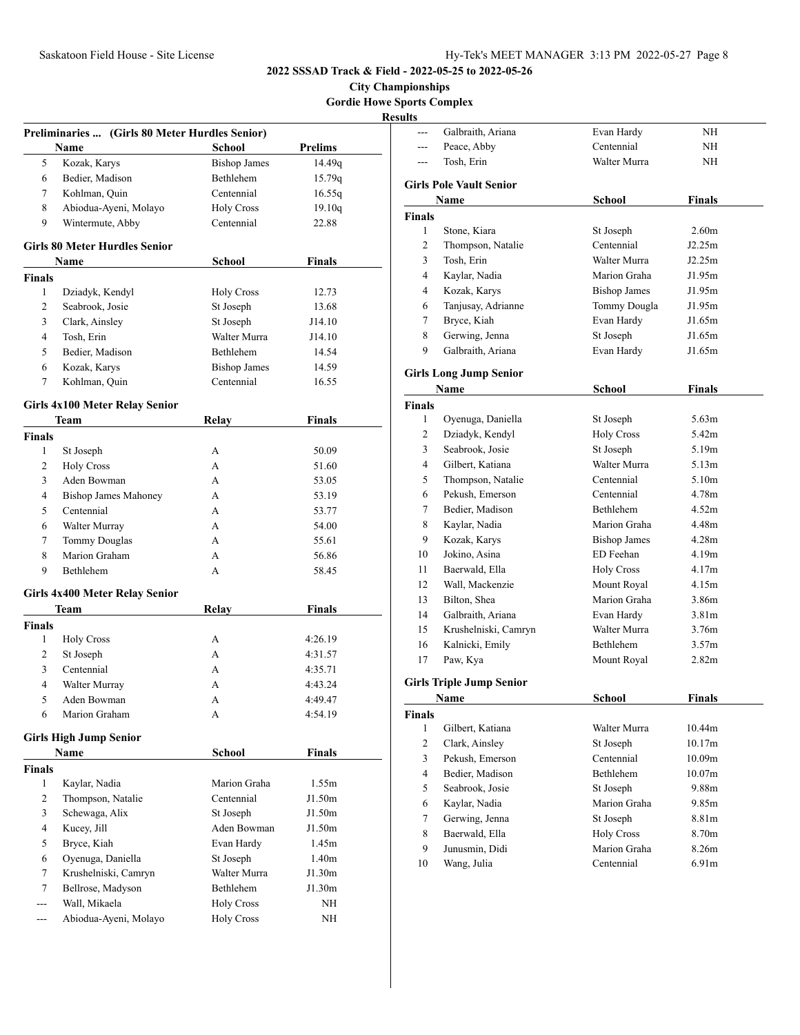**2022 SSSAD Track & Field - 2022-05-25 to 2022-05-26**

**City Championships**

**Gordie Howe Sports Complex**

**Results**

### Preliminaries ... (Girls 80 Meter Hurdles Senior)

| | Name | School | Prelims |
|---|---|---|---|
| 5 | Kozak, Karys | Bishop James | 14.49q |
| 6 | Bedier, Madison | Bethlehem | 15.79q |
| 7 | Kohlman, Quin | Centennial | 16.55q |
| 8 | Abiodua-Ayeni, Molayo | Holy Cross | 19.10q |
| 9 | Wintermute, Abby | Centennial | 22.88 |

### Girls 80 Meter Hurdles Senior

| | Name | School | Finals |
|---|---|---|---|
| **Finals** | | | |
| 1 | Dziadyk, Kendyl | Holy Cross | 12.73 |
| 2 | Seabrook, Josie | St Joseph | 13.68 |
| 3 | Clark, Ainsley | St Joseph | J14.10 |
| 4 | Tosh, Erin | Walter Murra | J14.10 |
| 5 | Bedier, Madison | Bethlehem | 14.54 |
| 6 | Kozak, Karys | Bishop James | 14.59 |
| 7 | Kohlman, Quin | Centennial | 16.55 |

### Girls 4x100 Meter Relay Senior

| | Team | Relay | Finals |
|---|---|---|---|
| **Finals** | | | |
| 1 | St Joseph | A | 50.09 |
| 2 | Holy Cross | A | 51.60 |
| 3 | Aden Bowman | A | 53.05 |
| 4 | Bishop James Mahoney | A | 53.19 |
| 5 | Centennial | A | 53.77 |
| 6 | Walter Murray | A | 54.00 |
| 7 | Tommy Douglas | A | 55.61 |
| 8 | Marion Graham | A | 56.86 |
| 9 | Bethlehem | A | 58.45 |

### Girls 4x400 Meter Relay Senior

| | Team | Relay | Finals |
|---|---|---|---|
| **Finals** | | | |
| 1 | Holy Cross | A | 4:26.19 |
| 2 | St Joseph | A | 4:31.57 |
| 3 | Centennial | A | 4:35.71 |
| 4 | Walter Murray | A | 4:43.24 |
| 5 | Aden Bowman | A | 4:49.47 |
| 6 | Marion Graham | A | 4:54.19 |

### Girls High Jump Senior

| | Name | School | Finals |
|---|---|---|---|
| **Finals** | | | |
| 1 | Kaylar, Nadia | Marion Graha | 1.55m |
| 2 | Thompson, Natalie | Centennial | J1.50m |
| 3 | Schewaga, Alix | St Joseph | J1.50m |
| 4 | Kucey, Jill | Aden Bowman | J1.50m |
| 5 | Bryce, Kiah | Evan Hardy | 1.45m |
| 6 | Oyenuga, Daniella | St Joseph | 1.40m |
| 7 | Krushelniski, Camryn | Walter Murra | J1.30m |
| 7 | Bellrose, Madyson | Bethlehem | J1.30m |
| --- | Wall, Mikaela | Holy Cross | NH |
| --- | Abiodua-Ayeni, Molayo | Holy Cross | NH |
| --- | Galbraith, Ariana | Evan Hardy | NH |
| --- | Peace, Abby | Centennial | NH |
| --- | Tosh, Erin | Walter Murra | NH |

### Girls Pole Vault Senior

| | Name | School | Finals |
|---|---|---|---|
| **Finals** | | | |
| 1 | Stone, Kiara | St Joseph | 2.60m |
| 2 | Thompson, Natalie | Centennial | J2.25m |
| 3 | Tosh, Erin | Walter Murra | J2.25m |
| 4 | Kaylar, Nadia | Marion Graha | J1.95m |
| 4 | Kozak, Karys | Bishop James | J1.95m |
| 6 | Tanjusay, Adrianne | Tommy Dougla | J1.95m |
| 7 | Bryce, Kiah | Evan Hardy | J1.65m |
| 8 | Gerwing, Jenna | St Joseph | J1.65m |
| 9 | Galbraith, Ariana | Evan Hardy | J1.65m |

### Girls Long Jump Senior

| | Name | School | Finals |
|---|---|---|---|
| **Finals** | | | |
| 1 | Oyenuga, Daniella | St Joseph | 5.63m |
| 2 | Dziadyk, Kendyl | Holy Cross | 5.42m |
| 3 | Seabrook, Josie | St Joseph | 5.19m |
| 4 | Gilbert, Katiana | Walter Murra | 5.13m |
| 5 | Thompson, Natalie | Centennial | 5.10m |
| 6 | Pekush, Emerson | Centennial | 4.78m |
| 7 | Bedier, Madison | Bethlehem | 4.52m |
| 8 | Kaylar, Nadia | Marion Graha | 4.48m |
| 9 | Kozak, Karys | Bishop James | 4.28m |
| 10 | Jokino, Asina | ED Feehan | 4.19m |
| 11 | Baerwald, Ella | Holy Cross | 4.17m |
| 12 | Wall, Mackenzie | Mount Royal | 4.15m |
| 13 | Bilton, Shea | Marion Graha | 3.86m |
| 14 | Galbraith, Ariana | Evan Hardy | 3.81m |
| 15 | Krushelniski, Camryn | Walter Murra | 3.76m |
| 16 | Kalnicki, Emily | Bethlehem | 3.57m |
| 17 | Paw, Kya | Mount Royal | 2.82m |

### Girls Triple Jump Senior

| | Name | School | Finals |
|---|---|---|---|
| **Finals** | | | |
| 1 | Gilbert, Katiana | Walter Murra | 10.44m |
| 2 | Clark, Ainsley | St Joseph | 10.17m |
| 3 | Pekush, Emerson | Centennial | 10.09m |
| 4 | Bedier, Madison | Bethlehem | 10.07m |
| 5 | Seabrook, Josie | St Joseph | 9.88m |
| 6 | Kaylar, Nadia | Marion Graha | 9.85m |
| 7 | Gerwing, Jenna | St Joseph | 8.81m |
| 8 | Baerwald, Ella | Holy Cross | 8.70m |
| 9 | Junusmin, Didi | Marion Graha | 8.26m |
| 10 | Wang, Julia | Centennial | 6.91m |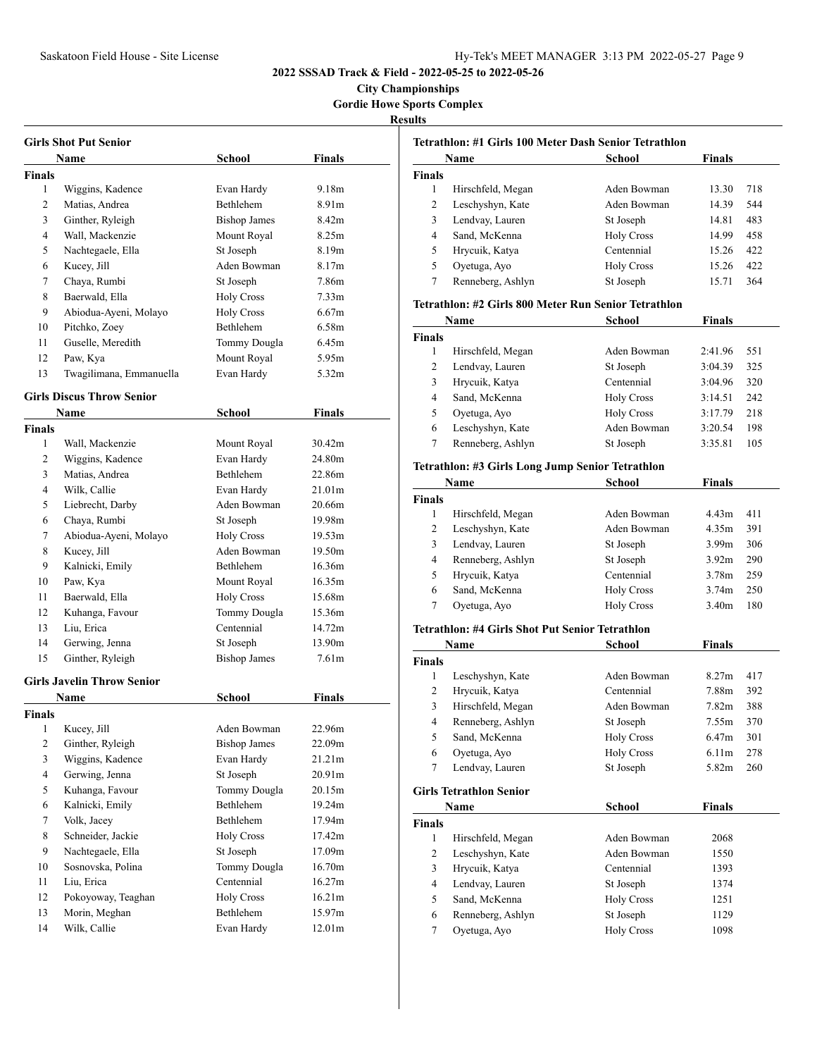**2022 SSSAD Track & Field - 2022-05-25 to 2022-05-26**

**City Championships**

**Gordie Howe Sports Complex**

**Results**

### Girls Shot Put Senior

| | Name | School | Finals |
|---|---|---|---|
| **Finals** | | | |
| 1 | Wiggins, Kadence | Evan Hardy | 9.18m |
| 2 | Matias, Andrea | Bethlehem | 8.91m |
| 3 | Ginther, Ryleigh | Bishop James | 8.42m |
| 4 | Wall, Mackenzie | Mount Royal | 8.25m |
| 5 | Nachtegaele, Ella | St Joseph | 8.19m |
| 6 | Kucey, Jill | Aden Bowman | 8.17m |
| 7 | Chaya, Rumbi | St Joseph | 7.86m |
| 8 | Baerwald, Ella | Holy Cross | 7.33m |
| 9 | Abiodua-Ayeni, Molayo | Holy Cross | 6.67m |
| 10 | Pitchko, Zoey | Bethlehem | 6.58m |
| 11 | Guselle, Meredith | Tommy Dougla | 6.45m |
| 12 | Paw, Kya | Mount Royal | 5.95m |
| 13 | Twagilimana, Emmanuella | Evan Hardy | 5.32m |

### Girls Discus Throw Senior

| | Name | School | Finals |
|---|---|---|---|
| **Finals** | | | |
| 1 | Wall, Mackenzie | Mount Royal | 30.42m |
| 2 | Wiggins, Kadence | Evan Hardy | 24.80m |
| 3 | Matias, Andrea | Bethlehem | 22.86m |
| 4 | Wilk, Callie | Evan Hardy | 21.01m |
| 5 | Liebrecht, Darby | Aden Bowman | 20.66m |
| 6 | Chaya, Rumbi | St Joseph | 19.98m |
| 7 | Abiodua-Ayeni, Molayo | Holy Cross | 19.53m |
| 8 | Kucey, Jill | Aden Bowman | 19.50m |
| 9 | Kalnicki, Emily | Bethlehem | 16.36m |
| 10 | Paw, Kya | Mount Royal | 16.35m |
| 11 | Baerwald, Ella | Holy Cross | 15.68m |
| 12 | Kuhanga, Favour | Tommy Dougla | 15.36m |
| 13 | Liu, Erica | Centennial | 14.72m |
| 14 | Gerwing, Jenna | St Joseph | 13.90m |
| 15 | Ginther, Ryleigh | Bishop James | 7.61m |

### Girls Javelin Throw Senior

| | Name | School | Finals |
|---|---|---|---|
| **Finals** | | | |
| 1 | Kucey, Jill | Aden Bowman | 22.96m |
| 2 | Ginther, Ryleigh | Bishop James | 22.09m |
| 3 | Wiggins, Kadence | Evan Hardy | 21.21m |
| 4 | Gerwing, Jenna | St Joseph | 20.91m |
| 5 | Kuhanga, Favour | Tommy Dougla | 20.15m |
| 6 | Kalnicki, Emily | Bethlehem | 19.24m |
| 7 | Volk, Jacey | Bethlehem | 17.94m |
| 8 | Schneider, Jackie | Holy Cross | 17.42m |
| 9 | Nachtegaele, Ella | St Joseph | 17.09m |
| 10 | Sosnovska, Polina | Tommy Dougla | 16.70m |
| 11 | Liu, Erica | Centennial | 16.27m |
| 12 | Pokoyoway, Teaghan | Holy Cross | 16.21m |
| 13 | Morin, Meghan | Bethlehem | 15.97m |
| 14 | Wilk, Callie | Evan Hardy | 12.01m |

### Tetrathlon: #1 Girls 100 Meter Dash Senior Tetrathlon

| | Name | School | Finals | |
|---|---|---|---|---|
| **Finals** | | | | |
| 1 | Hirschfeld, Megan | Aden Bowman | 13.30 | 718 |
| 2 | Leschyshyn, Kate | Aden Bowman | 14.39 | 544 |
| 3 | Lendvay, Lauren | St Joseph | 14.81 | 483 |
| 4 | Sand, McKenna | Holy Cross | 14.99 | 458 |
| 5 | Hrycuik, Katya | Centennial | 15.26 | 422 |
| 5 | Oyetuga, Ayo | Holy Cross | 15.26 | 422 |
| 7 | Renneberg, Ashlyn | St Joseph | 15.71 | 364 |

### Tetrathlon: #2 Girls 800 Meter Run Senior Tetrathlon

| | Name | School | Finals | |
|---|---|---|---|---|
| **Finals** | | | | |
| 1 | Hirschfeld, Megan | Aden Bowman | 2:41.96 | 551 |
| 2 | Lendvay, Lauren | St Joseph | 3:04.39 | 325 |
| 3 | Hrycuik, Katya | Centennial | 3:04.96 | 320 |
| 4 | Sand, McKenna | Holy Cross | 3:14.51 | 242 |
| 5 | Oyetuga, Ayo | Holy Cross | 3:17.79 | 218 |
| 6 | Leschyshyn, Kate | Aden Bowman | 3:20.54 | 198 |
| 7 | Renneberg, Ashlyn | St Joseph | 3:35.81 | 105 |

### Tetrathlon: #3 Girls Long Jump Senior Tetrathlon

| | Name | School | Finals | |
|---|---|---|---|---|
| **Finals** | | | | |
| 1 | Hirschfeld, Megan | Aden Bowman | 4.43m | 411 |
| 2 | Leschyshyn, Kate | Aden Bowman | 4.35m | 391 |
| 3 | Lendvay, Lauren | St Joseph | 3.99m | 306 |
| 4 | Renneberg, Ashlyn | St Joseph | 3.92m | 290 |
| 5 | Hrycuik, Katya | Centennial | 3.78m | 259 |
| 6 | Sand, McKenna | Holy Cross | 3.74m | 250 |
| 7 | Oyetuga, Ayo | Holy Cross | 3.40m | 180 |

### Tetrathlon: #4 Girls Shot Put Senior Tetrathlon

| | Name | School | Finals | |
|---|---|---|---|---|
| **Finals** | | | | |
| 1 | Leschyshyn, Kate | Aden Bowman | 8.27m | 417 |
| 2 | Hrycuik, Katya | Centennial | 7.88m | 392 |
| 3 | Hirschfeld, Megan | Aden Bowman | 7.82m | 388 |
| 4 | Renneberg, Ashlyn | St Joseph | 7.55m | 370 |
| 5 | Sand, McKenna | Holy Cross | 6.47m | 301 |
| 6 | Oyetuga, Ayo | Holy Cross | 6.11m | 278 |
| 7 | Lendvay, Lauren | St Joseph | 5.82m | 260 |

### Girls Tetrathlon Senior

| | Name | School | Finals |
|---|---|---|---|
| **Finals** | | | |
| 1 | Hirschfeld, Megan | Aden Bowman | 2068 |
| 2 | Leschyshyn, Kate | Aden Bowman | 1550 |
| 3 | Hrycuik, Katya | Centennial | 1393 |
| 4 | Lendvay, Lauren | St Joseph | 1374 |
| 5 | Sand, McKenna | Holy Cross | 1251 |
| 6 | Renneberg, Ashlyn | St Joseph | 1129 |
| 7 | Oyetuga, Ayo | Holy Cross | 1098 |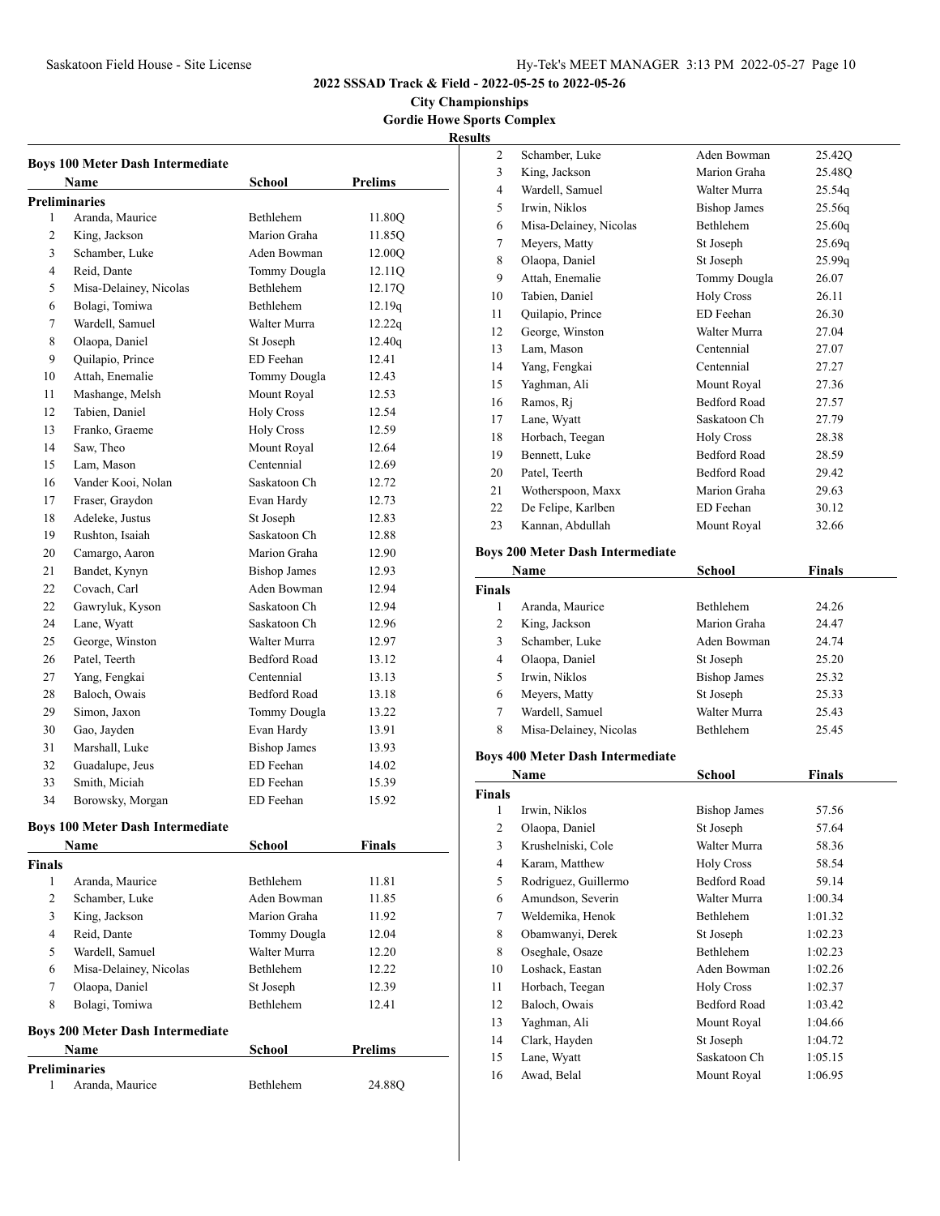**2022 SSSAD Track & Field - 2022-05-25 to 2022-05-26**

**City Championships**

**Gordie Howe Sports Complex**

**Results**

### Boys 100 Meter Dash Intermediate

| | Name | School | Prelims |
|---|---|---|---|
| **Preliminaries** | | | |
| 1 | Aranda, Maurice | Bethlehem | 11.80Q |
| 2 | King, Jackson | Marion Graha | 11.85Q |
| 3 | Schamber, Luke | Aden Bowman | 12.00Q |
| 4 | Reid, Dante | Tommy Dougla | 12.11Q |
| 5 | Misa-Delainey, Nicolas | Bethlehem | 12.17Q |
| 6 | Bolagi, Tomiwa | Bethlehem | 12.19q |
| 7 | Wardell, Samuel | Walter Murra | 12.22q |
| 8 | Olaopa, Daniel | St Joseph | 12.40q |
| 9 | Quilapio, Prince | ED Feehan | 12.41 |
| 10 | Attah, Enemalie | Tommy Dougla | 12.43 |
| 11 | Mashange, Melsh | Mount Royal | 12.53 |
| 12 | Tabien, Daniel | Holy Cross | 12.54 |
| 13 | Franko, Graeme | Holy Cross | 12.59 |
| 14 | Saw, Theo | Mount Royal | 12.64 |
| 15 | Lam, Mason | Centennial | 12.69 |
| 16 | Vander Kooi, Nolan | Saskatoon Ch | 12.72 |
| 17 | Fraser, Graydon | Evan Hardy | 12.73 |
| 18 | Adeleke, Justus | St Joseph | 12.83 |
| 19 | Rushton, Isaiah | Saskatoon Ch | 12.88 |
| 20 | Camargo, Aaron | Marion Graha | 12.90 |
| 21 | Bandet, Kynyn | Bishop James | 12.93 |
| 22 | Covach, Carl | Aden Bowman | 12.94 |
| 22 | Gawryluk, Kyson | Saskatoon Ch | 12.94 |
| 24 | Lane, Wyatt | Saskatoon Ch | 12.96 |
| 25 | George, Winston | Walter Murra | 12.97 |
| 26 | Patel, Teerth | Bedford Road | 13.12 |
| 27 | Yang, Fengkai | Centennial | 13.13 |
| 28 | Baloch, Owais | Bedford Road | 13.18 |
| 29 | Simon, Jaxon | Tommy Dougla | 13.22 |
| 30 | Gao, Jayden | Evan Hardy | 13.91 |
| 31 | Marshall, Luke | Bishop James | 13.93 |
| 32 | Guadalupe, Jeus | ED Feehan | 14.02 |
| 33 | Smith, Miciah | ED Feehan | 15.39 |
| 34 | Borowsky, Morgan | ED Feehan | 15.92 |

### Boys 100 Meter Dash Intermediate

| | Name | School | Finals |
|---|---|---|---|
| **Finals** | | | |
| 1 | Aranda, Maurice | Bethlehem | 11.81 |
| 2 | Schamber, Luke | Aden Bowman | 11.85 |
| 3 | King, Jackson | Marion Graha | 11.92 |
| 4 | Reid, Dante | Tommy Dougla | 12.04 |
| 5 | Wardell, Samuel | Walter Murra | 12.20 |
| 6 | Misa-Delainey, Nicolas | Bethlehem | 12.22 |
| 7 | Olaopa, Daniel | St Joseph | 12.39 |
| 8 | Bolagi, Tomiwa | Bethlehem | 12.41 |

### Boys 200 Meter Dash Intermediate

| | Name | School | Prelims |
|---|---|---|---|
| **Preliminaries** | | | |
| 1 | Aranda, Maurice | Bethlehem | 24.88Q |
| 2 | Schamber, Luke | Aden Bowman | 25.42Q |
| 3 | King, Jackson | Marion Graha | 25.48Q |
| 4 | Wardell, Samuel | Walter Murra | 25.54q |
| 5 | Irwin, Niklos | Bishop James | 25.56q |
| 6 | Misa-Delainey, Nicolas | Bethlehem | 25.60q |
| 7 | Meyers, Matty | St Joseph | 25.69q |
| 8 | Olaopa, Daniel | St Joseph | 25.99q |
| 9 | Attah, Enemalie | Tommy Dougla | 26.07 |
| 10 | Tabien, Daniel | Holy Cross | 26.11 |
| 11 | Quilapio, Prince | ED Feehan | 26.30 |
| 12 | George, Winston | Walter Murra | 27.04 |
| 13 | Lam, Mason | Centennial | 27.07 |
| 14 | Yang, Fengkai | Centennial | 27.27 |
| 15 | Yaghman, Ali | Mount Royal | 27.36 |
| 16 | Ramos, Rj | Bedford Road | 27.57 |
| 17 | Lane, Wyatt | Saskatoon Ch | 27.79 |
| 18 | Horbach, Teegan | Holy Cross | 28.38 |
| 19 | Bennett, Luke | Bedford Road | 28.59 |
| 20 | Patel, Teerth | Bedford Road | 29.42 |
| 21 | Wotherspoon, Maxx | Marion Graha | 29.63 |
| 22 | De Felipe, Karlben | ED Feehan | 30.12 |
| 23 | Kannan, Abdullah | Mount Royal | 32.66 |

### Boys 200 Meter Dash Intermediate

| | Name | School | Finals |
|---|---|---|---|
| **Finals** | | | |
| 1 | Aranda, Maurice | Bethlehem | 24.26 |
| 2 | King, Jackson | Marion Graha | 24.47 |
| 3 | Schamber, Luke | Aden Bowman | 24.74 |
| 4 | Olaopa, Daniel | St Joseph | 25.20 |
| 5 | Irwin, Niklos | Bishop James | 25.32 |
| 6 | Meyers, Matty | St Joseph | 25.33 |
| 7 | Wardell, Samuel | Walter Murra | 25.43 |
| 8 | Misa-Delainey, Nicolas | Bethlehem | 25.45 |

### Boys 400 Meter Dash Intermediate

| | Name | School | Finals |
|---|---|---|---|
| **Finals** | | | |
| 1 | Irwin, Niklos | Bishop James | 57.56 |
| 2 | Olaopa, Daniel | St Joseph | 57.64 |
| 3 | Krushelniski, Cole | Walter Murra | 58.36 |
| 4 | Karam, Matthew | Holy Cross | 58.54 |
| 5 | Rodriguez, Guillermo | Bedford Road | 59.14 |
| 6 | Amundson, Severin | Walter Murra | 1:00.34 |
| 7 | Weldemika, Henok | Bethlehem | 1:01.32 |
| 8 | Obamwanyi, Derek | St Joseph | 1:02.23 |
| 8 | Oseghale, Osaze | Bethlehem | 1:02.23 |
| 10 | Loshack, Eastan | Aden Bowman | 1:02.26 |
| 11 | Horbach, Teegan | Holy Cross | 1:02.37 |
| 12 | Baloch, Owais | Bedford Road | 1:03.42 |
| 13 | Yaghman, Ali | Mount Royal | 1:04.66 |
| 14 | Clark, Hayden | St Joseph | 1:04.72 |
| 15 | Lane, Wyatt | Saskatoon Ch | 1:05.15 |
| 16 | Awad, Belal | Mount Royal | 1:06.95 |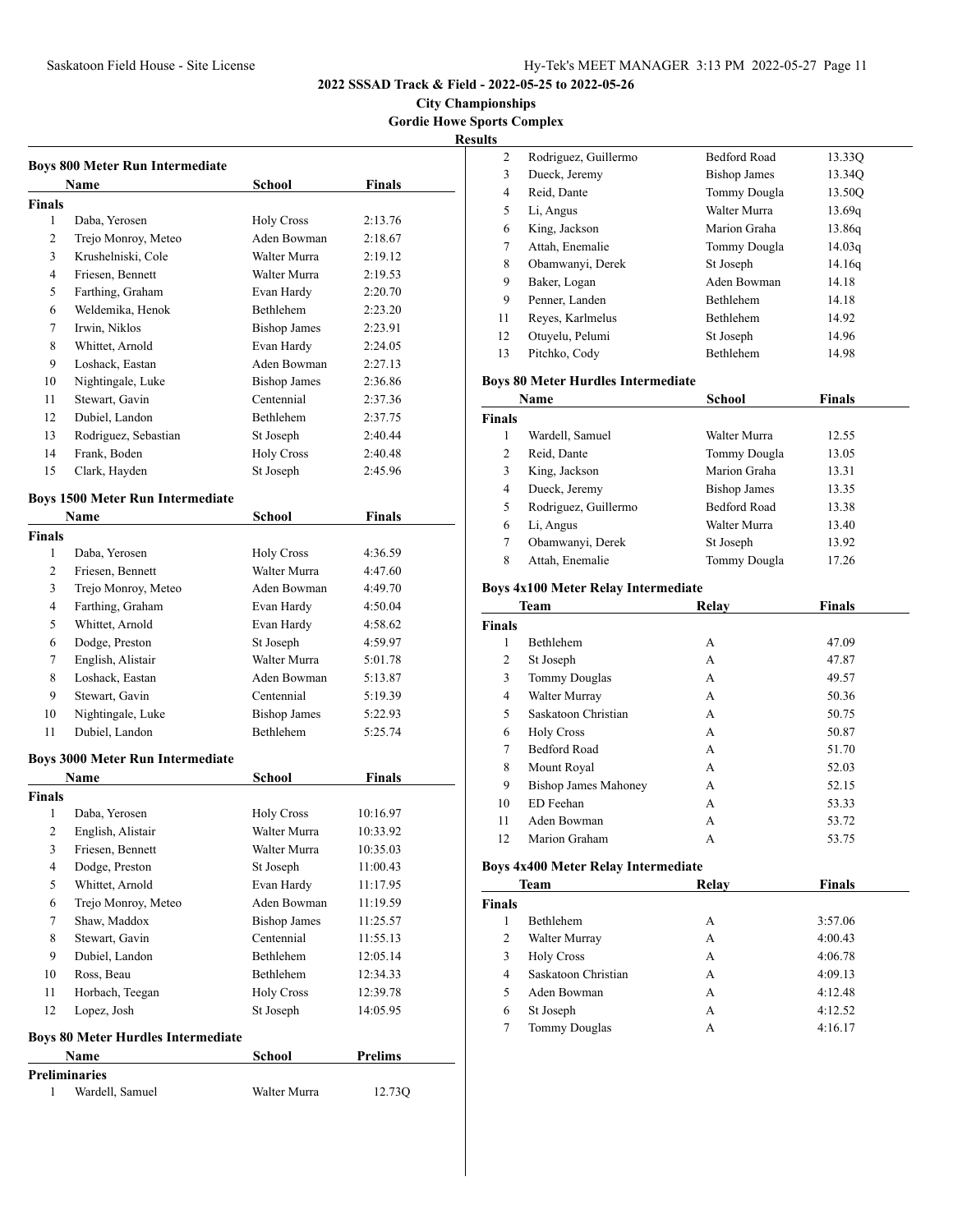**2022 SSSAD Track & Field - 2022-05-25 to 2022-05-26**

**City Championships**

**Gordie Howe Sports Complex**

**Results**

### Boys 800 Meter Run Intermediate

| | Name | School | Finals |
|---|---|---|---|
| **Finals** | | | |
| 1 | Daba, Yerosen | Holy Cross | 2:13.76 |
| 2 | Trejo Monroy, Meteo | Aden Bowman | 2:18.67 |
| 3 | Krushelniski, Cole | Walter Murra | 2:19.12 |
| 4 | Friesen, Bennett | Walter Murra | 2:19.53 |
| 5 | Farthing, Graham | Evan Hardy | 2:20.70 |
| 6 | Weldemika, Henok | Bethlehem | 2:23.20 |
| 7 | Irwin, Niklos | Bishop James | 2:23.91 |
| 8 | Whittet, Arnold | Evan Hardy | 2:24.05 |
| 9 | Loshack, Eastan | Aden Bowman | 2:27.13 |
| 10 | Nightingale, Luke | Bishop James | 2:36.86 |
| 11 | Stewart, Gavin | Centennial | 2:37.36 |
| 12 | Dubiel, Landon | Bethlehem | 2:37.75 |
| 13 | Rodriguez, Sebastian | St Joseph | 2:40.44 |
| 14 | Frank, Boden | Holy Cross | 2:40.48 |
| 15 | Clark, Hayden | St Joseph | 2:45.96 |

### Boys 1500 Meter Run Intermediate

| | Name | School | Finals |
|---|---|---|---|
| **Finals** | | | |
| 1 | Daba, Yerosen | Holy Cross | 4:36.59 |
| 2 | Friesen, Bennett | Walter Murra | 4:47.60 |
| 3 | Trejo Monroy, Meteo | Aden Bowman | 4:49.70 |
| 4 | Farthing, Graham | Evan Hardy | 4:50.04 |
| 5 | Whittet, Arnold | Evan Hardy | 4:58.62 |
| 6 | Dodge, Preston | St Joseph | 4:59.97 |
| 7 | English, Alistair | Walter Murra | 5:01.78 |
| 8 | Loshack, Eastan | Aden Bowman | 5:13.87 |
| 9 | Stewart, Gavin | Centennial | 5:19.39 |
| 10 | Nightingale, Luke | Bishop James | 5:22.93 |
| 11 | Dubiel, Landon | Bethlehem | 5:25.74 |

### Boys 3000 Meter Run Intermediate

| | Name | School | Finals |
|---|---|---|---|
| **Finals** | | | |
| 1 | Daba, Yerosen | Holy Cross | 10:16.97 |
| 2 | English, Alistair | Walter Murra | 10:33.92 |
| 3 | Friesen, Bennett | Walter Murra | 10:35.03 |
| 4 | Dodge, Preston | St Joseph | 11:00.43 |
| 5 | Whittet, Arnold | Evan Hardy | 11:17.95 |
| 6 | Trejo Monroy, Meteo | Aden Bowman | 11:19.59 |
| 7 | Shaw, Maddox | Bishop James | 11:25.57 |
| 8 | Stewart, Gavin | Centennial | 11:55.13 |
| 9 | Dubiel, Landon | Bethlehem | 12:05.14 |
| 10 | Ross, Beau | Bethlehem | 12:34.33 |
| 11 | Horbach, Teegan | Holy Cross | 12:39.78 |
| 12 | Lopez, Josh | St Joseph | 14:05.95 |

### Boys 80 Meter Hurdles Intermediate

| | Name | School | Prelims |
|---|---|---|---|
| **Preliminaries** | | | |
| 1 | Wardell, Samuel | Walter Murra | 12.73Q |
| 2 | Rodriguez, Guillermo | Bedford Road | 13.33Q |
| 3 | Dueck, Jeremy | Bishop James | 13.34Q |
| 4 | Reid, Dante | Tommy Dougla | 13.50Q |
| 5 | Li, Angus | Walter Murra | 13.69q |
| 6 | King, Jackson | Marion Graha | 13.86q |
| 7 | Attah, Enemalie | Tommy Dougla | 14.03q |
| 8 | Obamwanyi, Derek | St Joseph | 14.16q |
| 9 | Baker, Logan | Aden Bowman | 14.18 |
| 9 | Penner, Landen | Bethlehem | 14.18 |
| 11 | Reyes, Karlmelus | Bethlehem | 14.92 |
| 12 | Otuyelu, Pelumi | St Joseph | 14.96 |
| 13 | Pitchko, Cody | Bethlehem | 14.98 |

### Boys 80 Meter Hurdles Intermediate

| | Name | School | Finals |
|---|---|---|---|
| **Finals** | | | |
| 1 | Wardell, Samuel | Walter Murra | 12.55 |
| 2 | Reid, Dante | Tommy Dougla | 13.05 |
| 3 | King, Jackson | Marion Graha | 13.31 |
| 4 | Dueck, Jeremy | Bishop James | 13.35 |
| 5 | Rodriguez, Guillermo | Bedford Road | 13.38 |
| 6 | Li, Angus | Walter Murra | 13.40 |
| 7 | Obamwanyi, Derek | St Joseph | 13.92 |
| 8 | Attah, Enemalie | Tommy Dougla | 17.26 |

### Boys 4x100 Meter Relay Intermediate

| | Team | Relay | Finals |
|---|---|---|---|
| **Finals** | | | |
| 1 | Bethlehem | A | 47.09 |
| 2 | St Joseph | A | 47.87 |
| 3 | Tommy Douglas | A | 49.57 |
| 4 | Walter Murray | A | 50.36 |
| 5 | Saskatoon Christian | A | 50.75 |
| 6 | Holy Cross | A | 50.87 |
| 7 | Bedford Road | A | 51.70 |
| 8 | Mount Royal | A | 52.03 |
| 9 | Bishop James Mahoney | A | 52.15 |
| 10 | ED Feehan | A | 53.33 |
| 11 | Aden Bowman | A | 53.72 |
| 12 | Marion Graham | A | 53.75 |

### Boys 4x400 Meter Relay Intermediate

| | Team | Relay | Finals |
|---|---|---|---|
| **Finals** | | | |
| 1 | Bethlehem | A | 3:57.06 |
| 2 | Walter Murray | A | 4:00.43 |
| 3 | Holy Cross | A | 4:06.78 |
| 4 | Saskatoon Christian | A | 4:09.13 |
| 5 | Aden Bowman | A | 4:12.48 |
| 6 | St Joseph | A | 4:12.52 |
| 7 | Tommy Douglas | A | 4:16.17 |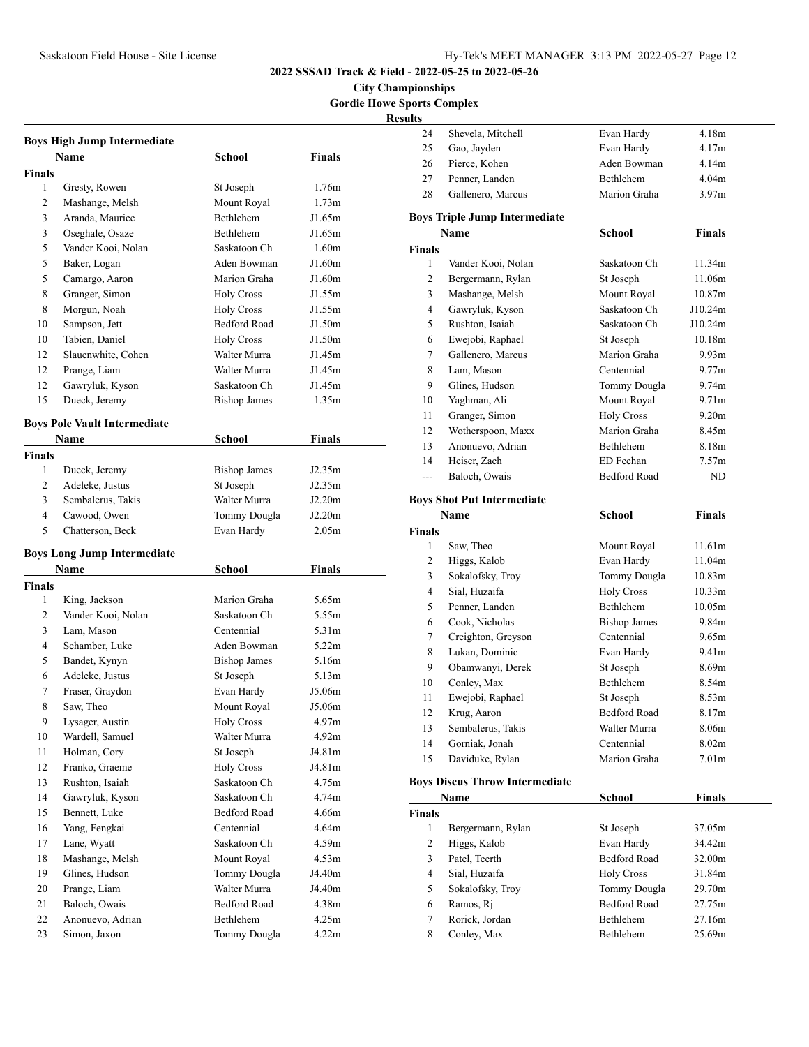# 2022 SSSAD Track & Field - 2022-05-25 to 2022-05-26

## City Championships

## Gordie Howe Sports Complex

### Results

### Boys High Jump Intermediate

| | Name | School | Finals |
|---|---|---|---|
| **Finals** | | | |
| 1 | Gresty, Rowen | St Joseph | 1.76m |
| 2 | Mashange, Melsh | Mount Royal | 1.73m |
| 3 | Aranda, Maurice | Bethlehem | J1.65m |
| 3 | Oseghale, Osaze | Bethlehem | J1.65m |
| 5 | Vander Kooi, Nolan | Saskatoon Ch | 1.60m |
| 5 | Baker, Logan | Aden Bowman | J1.60m |
| 5 | Camargo, Aaron | Marion Graha | J1.60m |
| 8 | Granger, Simon | Holy Cross | J1.55m |
| 8 | Morgun, Noah | Holy Cross | J1.55m |
| 10 | Sampson, Jett | Bedford Road | J1.50m |
| 10 | Tabien, Daniel | Holy Cross | J1.50m |
| 12 | Slauenwhite, Cohen | Walter Murra | J1.45m |
| 12 | Prange, Liam | Walter Murra | J1.45m |
| 12 | Gawryluk, Kyson | Saskatoon Ch | J1.45m |
| 15 | Dueck, Jeremy | Bishop James | 1.35m |

### Boys Pole Vault Intermediate

| | Name | School | Finals |
|---|---|---|---|
| **Finals** | | | |
| 1 | Dueck, Jeremy | Bishop James | J2.35m |
| 2 | Adeleke, Justus | St Joseph | J2.35m |
| 3 | Sembalerus, Takis | Walter Murra | J2.20m |
| 4 | Cawood, Owen | Tommy Dougla | J2.20m |
| 5 | Chatterson, Beck | Evan Hardy | 2.05m |

### Boys Long Jump Intermediate

| | Name | School | Finals |
|---|---|---|---|
| **Finals** | | | |
| 1 | King, Jackson | Marion Graha | 5.65m |
| 2 | Vander Kooi, Nolan | Saskatoon Ch | 5.55m |
| 3 | Lam, Mason | Centennial | 5.31m |
| 4 | Schamber, Luke | Aden Bowman | 5.22m |
| 5 | Bandet, Kynyn | Bishop James | 5.16m |
| 6 | Adeleke, Justus | St Joseph | 5.13m |
| 7 | Fraser, Graydon | Evan Hardy | J5.06m |
| 8 | Saw, Theo | Mount Royal | J5.06m |
| 9 | Lysager, Austin | Holy Cross | 4.97m |
| 10 | Wardell, Samuel | Walter Murra | 4.92m |
| 11 | Holman, Cory | St Joseph | J4.81m |
| 12 | Franko, Graeme | Holy Cross | J4.81m |
| 13 | Rushton, Isaiah | Saskatoon Ch | 4.75m |
| 14 | Gawryluk, Kyson | Saskatoon Ch | 4.74m |
| 15 | Bennett, Luke | Bedford Road | 4.66m |
| 16 | Yang, Fengkai | Centennial | 4.64m |
| 17 | Lane, Wyatt | Saskatoon Ch | 4.59m |
| 18 | Mashange, Melsh | Mount Royal | 4.53m |
| 19 | Glines, Hudson | Tommy Dougla | J4.40m |
| 20 | Prange, Liam | Walter Murra | J4.40m |
| 21 | Baloch, Owais | Bedford Road | 4.38m |
| 22 | Anonuevo, Adrian | Bethlehem | 4.25m |
| 23 | Simon, Jaxon | Tommy Dougla | 4.22m |
| 24 | Shevela, Mitchell | Evan Hardy | 4.18m |
| 25 | Gao, Jayden | Evan Hardy | 4.17m |
| 26 | Pierce, Kohen | Aden Bowman | 4.14m |
| 27 | Penner, Landen | Bethlehem | 4.04m |
| 28 | Gallenero, Marcus | Marion Graha | 3.97m |

### Boys Triple Jump Intermediate

| | Name | School | Finals |
|---|---|---|---|
| **Finals** | | | |
| 1 | Vander Kooi, Nolan | Saskatoon Ch | 11.34m |
| 2 | Bergermann, Rylan | St Joseph | 11.06m |
| 3 | Mashange, Melsh | Mount Royal | 10.87m |
| 4 | Gawryluk, Kyson | Saskatoon Ch | J10.24m |
| 5 | Rushton, Isaiah | Saskatoon Ch | J10.24m |
| 6 | Ewejobi, Raphael | St Joseph | 10.18m |
| 7 | Gallenero, Marcus | Marion Graha | 9.93m |
| 8 | Lam, Mason | Centennial | 9.77m |
| 9 | Glines, Hudson | Tommy Dougla | 9.74m |
| 10 | Yaghman, Ali | Mount Royal | 9.71m |
| 11 | Granger, Simon | Holy Cross | 9.20m |
| 12 | Wotherspoon, Maxx | Marion Graha | 8.45m |
| 13 | Anonuevo, Adrian | Bethlehem | 8.18m |
| 14 | Heiser, Zach | ED Feehan | 7.57m |
| --- | Baloch, Owais | Bedford Road | ND |

### Boys Shot Put Intermediate

| | Name | School | Finals |
|---|---|---|---|
| **Finals** | | | |
| 1 | Saw, Theo | Mount Royal | 11.61m |
| 2 | Higgs, Kalob | Evan Hardy | 11.04m |
| 3 | Sokalofsky, Troy | Tommy Dougla | 10.83m |
| 4 | Sial, Huzaifa | Holy Cross | 10.33m |
| 5 | Penner, Landen | Bethlehem | 10.05m |
| 6 | Cook, Nicholas | Bishop James | 9.84m |
| 7 | Creighton, Greyson | Centennial | 9.65m |
| 8 | Lukan, Dominic | Evan Hardy | 9.41m |
| 9 | Obamwanyi, Derek | St Joseph | 8.69m |
| 10 | Conley, Max | Bethlehem | 8.54m |
| 11 | Ewejobi, Raphael | St Joseph | 8.53m |
| 12 | Krug, Aaron | Bedford Road | 8.17m |
| 13 | Sembalerus, Takis | Walter Murra | 8.06m |
| 14 | Gorniak, Jonah | Centennial | 8.02m |
| 15 | Daviduke, Rylan | Marion Graha | 7.01m |

### Boys Discus Throw Intermediate

| | Name | School | Finals |
|---|---|---|---|
| **Finals** | | | |
| 1 | Bergermann, Rylan | St Joseph | 37.05m |
| 2 | Higgs, Kalob | Evan Hardy | 34.42m |
| 3 | Patel, Teerth | Bedford Road | 32.00m |
| 4 | Sial, Huzaifa | Holy Cross | 31.84m |
| 5 | Sokalofsky, Troy | Tommy Dougla | 29.70m |
| 6 | Ramos, Rj | Bedford Road | 27.75m |
| 7 | Rorick, Jordan | Bethlehem | 27.16m |
| 8 | Conley, Max | Bethlehem | 25.69m |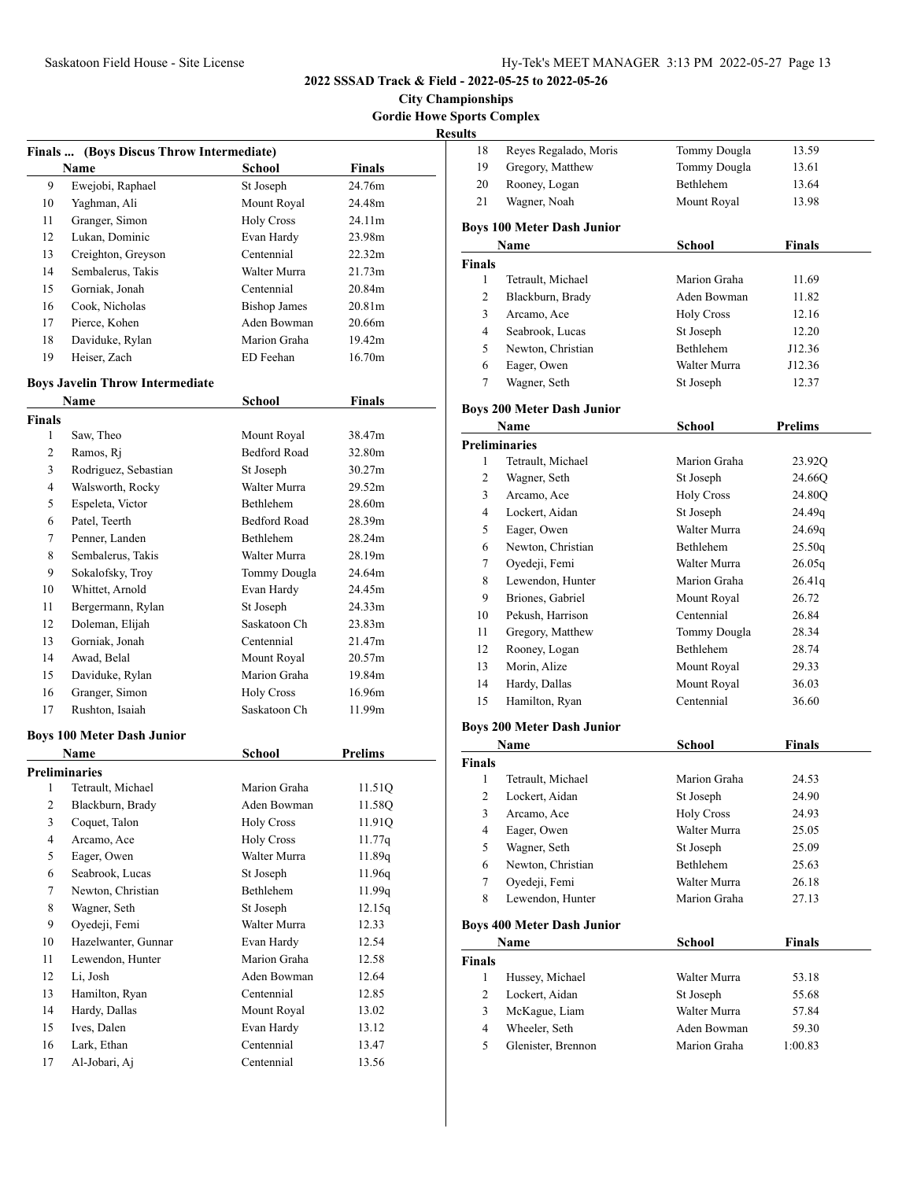**2022 SSSAD Track & Field - 2022-05-25 to 2022-05-26**

**City Championships**

**Gordie Howe Sports Complex**

**Results**

### Finals ... (Boys Discus Throw Intermediate)

| | Name | School | Finals |
|---|---|---|---|
| 9 | Ewejobi, Raphael | St Joseph | 24.76m |
| 10 | Yaghman, Ali | Mount Royal | 24.48m |
| 11 | Granger, Simon | Holy Cross | 24.11m |
| 12 | Lukan, Dominic | Evan Hardy | 23.98m |
| 13 | Creighton, Greyson | Centennial | 22.32m |
| 14 | Sembalerus, Takis | Walter Murra | 21.73m |
| 15 | Gorniak, Jonah | Centennial | 20.84m |
| 16 | Cook, Nicholas | Bishop James | 20.81m |
| 17 | Pierce, Kohen | Aden Bowman | 20.66m |
| 18 | Daviduke, Rylan | Marion Graha | 19.42m |
| 19 | Heiser, Zach | ED Feehan | 16.70m |

### Boys Javelin Throw Intermediate

| | Name | School | Finals |
|---|---|---|---|
| **Finals** | | | |
| 1 | Saw, Theo | Mount Royal | 38.47m |
| 2 | Ramos, Rj | Bedford Road | 32.80m |
| 3 | Rodriguez, Sebastian | St Joseph | 30.27m |
| 4 | Walsworth, Rocky | Walter Murra | 29.52m |
| 5 | Espeleta, Victor | Bethlehem | 28.60m |
| 6 | Patel, Teerth | Bedford Road | 28.39m |
| 7 | Penner, Landen | Bethlehem | 28.24m |
| 8 | Sembalerus, Takis | Walter Murra | 28.19m |
| 9 | Sokalofsky, Troy | Tommy Dougla | 24.64m |
| 10 | Whittet, Arnold | Evan Hardy | 24.45m |
| 11 | Bergermann, Rylan | St Joseph | 24.33m |
| 12 | Doleman, Elijah | Saskatoon Ch | 23.83m |
| 13 | Gorniak, Jonah | Centennial | 21.47m |
| 14 | Awad, Belal | Mount Royal | 20.57m |
| 15 | Daviduke, Rylan | Marion Graha | 19.84m |
| 16 | Granger, Simon | Holy Cross | 16.96m |
| 17 | Rushton, Isaiah | Saskatoon Ch | 11.99m |

### Boys 100 Meter Dash Junior

| | Name | School | Prelims |
|---|---|---|---|
| **Preliminaries** | | | |
| 1 | Tetrault, Michael | Marion Graha | 11.51Q |
| 2 | Blackburn, Brady | Aden Bowman | 11.58Q |
| 3 | Coquet, Talon | Holy Cross | 11.91Q |
| 4 | Arcamo, Ace | Holy Cross | 11.77q |
| 5 | Eager, Owen | Walter Murra | 11.89q |
| 6 | Seabrook, Lucas | St Joseph | 11.96q |
| 7 | Newton, Christian | Bethlehem | 11.99q |
| 8 | Wagner, Seth | St Joseph | 12.15q |
| 9 | Oyedeji, Femi | Walter Murra | 12.33 |
| 10 | Hazelwanter, Gunnar | Evan Hardy | 12.54 |
| 11 | Lewendon, Hunter | Marion Graha | 12.58 |
| 12 | Li, Josh | Aden Bowman | 12.64 |
| 13 | Hamilton, Ryan | Centennial | 12.85 |
| 14 | Hardy, Dallas | Mount Royal | 13.02 |
| 15 | Ives, Dalen | Evan Hardy | 13.12 |
| 16 | Lark, Ethan | Centennial | 13.47 |
| 17 | Al-Jobari, Aj | Centennial | 13.56 |
| 18 | Reyes Regalado, Moris | Tommy Dougla | 13.59 |
| 19 | Gregory, Matthew | Tommy Dougla | 13.61 |
| 20 | Rooney, Logan | Bethlehem | 13.64 |
| 21 | Wagner, Noah | Mount Royal | 13.98 |

### Boys 100 Meter Dash Junior

| | Name | School | Finals |
|---|---|---|---|
| **Finals** | | | |
| 1 | Tetrault, Michael | Marion Graha | 11.69 |
| 2 | Blackburn, Brady | Aden Bowman | 11.82 |
| 3 | Arcamo, Ace | Holy Cross | 12.16 |
| 4 | Seabrook, Lucas | St Joseph | 12.20 |
| 5 | Newton, Christian | Bethlehem | J12.36 |
| 6 | Eager, Owen | Walter Murra | J12.36 |
| 7 | Wagner, Seth | St Joseph | 12.37 |

### Boys 200 Meter Dash Junior

| | Name | School | Prelims |
|---|---|---|---|
| **Preliminaries** | | | |
| 1 | Tetrault, Michael | Marion Graha | 23.92Q |
| 2 | Wagner, Seth | St Joseph | 24.66Q |
| 3 | Arcamo, Ace | Holy Cross | 24.80Q |
| 4 | Lockert, Aidan | St Joseph | 24.49q |
| 5 | Eager, Owen | Walter Murra | 24.69q |
| 6 | Newton, Christian | Bethlehem | 25.50q |
| 7 | Oyedeji, Femi | Walter Murra | 26.05q |
| 8 | Lewendon, Hunter | Marion Graha | 26.41q |
| 9 | Briones, Gabriel | Mount Royal | 26.72 |
| 10 | Pekush, Harrison | Centennial | 26.84 |
| 11 | Gregory, Matthew | Tommy Dougla | 28.34 |
| 12 | Rooney, Logan | Bethlehem | 28.74 |
| 13 | Morin, Alize | Mount Royal | 29.33 |
| 14 | Hardy, Dallas | Mount Royal | 36.03 |
| 15 | Hamilton, Ryan | Centennial | 36.60 |

### Boys 200 Meter Dash Junior

| | Name | School | Finals |
|---|---|---|---|
| **Finals** | | | |
| 1 | Tetrault, Michael | Marion Graha | 24.53 |
| 2 | Lockert, Aidan | St Joseph | 24.90 |
| 3 | Arcamo, Ace | Holy Cross | 24.93 |
| 4 | Eager, Owen | Walter Murra | 25.05 |
| 5 | Wagner, Seth | St Joseph | 25.09 |
| 6 | Newton, Christian | Bethlehem | 25.63 |
| 7 | Oyedeji, Femi | Walter Murra | 26.18 |
| 8 | Lewendon, Hunter | Marion Graha | 27.13 |

### Boys 400 Meter Dash Junior

| | Name | School | Finals |
|---|---|---|---|
| **Finals** | | | |
| 1 | Hussey, Michael | Walter Murra | 53.18 |
| 2 | Lockert, Aidan | St Joseph | 55.68 |
| 3 | McKague, Liam | Walter Murra | 57.84 |
| 4 | Wheeler, Seth | Aden Bowman | 59.30 |
| 5 | Glenister, Brennon | Marion Graha | 1:00.83 |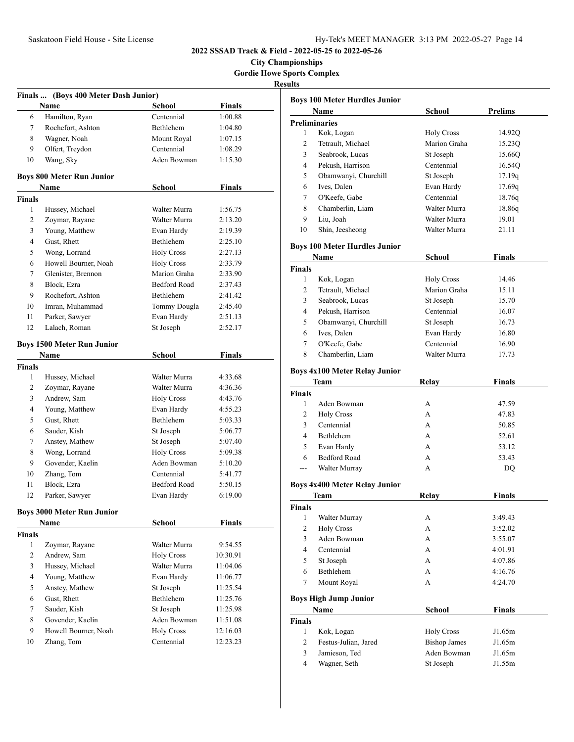**2022 SSSAD Track & Field - 2022-05-25 to 2022-05-26**

**City Championships**

**Gordie Howe Sports Complex**

**Results**

### Finals ... (Boys 400 Meter Dash Junior)

| | Name | School | Finals |
|---|---|---|---|
| 6 | Hamilton, Ryan | Centennial | 1:00.88 |
| 7 | Rochefort, Ashton | Bethlehem | 1:04.80 |
| 8 | Wagner, Noah | Mount Royal | 1:07.15 |
| 9 | Olfert, Treydon | Centennial | 1:08.29 |
| 10 | Wang, Sky | Aden Bowman | 1:15.30 |

### Boys 800 Meter Run Junior

| | Name | School | Finals |
|---|---|---|---|
| **Finals** | | | |
| 1 | Hussey, Michael | Walter Murra | 1:56.75 |
| 2 | Zoymar, Rayane | Walter Murra | 2:13.20 |
| 3 | Young, Matthew | Evan Hardy | 2:19.39 |
| 4 | Gust, Rhett | Bethlehem | 2:25.10 |
| 5 | Wong, Lorrand | Holy Cross | 2:27.13 |
| 6 | Howell Bourner, Noah | Holy Cross | 2:33.79 |
| 7 | Glenister, Brennon | Marion Graha | 2:33.90 |
| 8 | Block, Ezra | Bedford Road | 2:37.43 |
| 9 | Rochefort, Ashton | Bethlehem | 2:41.42 |
| 10 | Imran, Muhammad | Tommy Dougla | 2:45.40 |
| 11 | Parker, Sawyer | Evan Hardy | 2:51.13 |
| 12 | Lalach, Roman | St Joseph | 2:52.17 |

### Boys 1500 Meter Run Junior

| | Name | School | Finals |
|---|---|---|---|
| **Finals** | | | |
| 1 | Hussey, Michael | Walter Murra | 4:33.68 |
| 2 | Zoymar, Rayane | Walter Murra | 4:36.36 |
| 3 | Andrew, Sam | Holy Cross | 4:43.76 |
| 4 | Young, Matthew | Evan Hardy | 4:55.23 |
| 5 | Gust, Rhett | Bethlehem | 5:03.33 |
| 6 | Sauder, Kish | St Joseph | 5:06.77 |
| 7 | Anstey, Mathew | St Joseph | 5:07.40 |
| 8 | Wong, Lorrand | Holy Cross | 5:09.38 |
| 9 | Govender, Kaelin | Aden Bowman | 5:10.20 |
| 10 | Zhang, Tom | Centennial | 5:41.77 |
| 11 | Block, Ezra | Bedford Road | 5:50.15 |
| 12 | Parker, Sawyer | Evan Hardy | 6:19.00 |

### Boys 3000 Meter Run Junior

| | Name | School | Finals |
|---|---|---|---|
| **Finals** | | | |
| 1 | Zoymar, Rayane | Walter Murra | 9:54.55 |
| 2 | Andrew, Sam | Holy Cross | 10:30.91 |
| 3 | Hussey, Michael | Walter Murra | 11:04.06 |
| 4 | Young, Matthew | Evan Hardy | 11:06.77 |
| 5 | Anstey, Mathew | St Joseph | 11:25.54 |
| 6 | Gust, Rhett | Bethlehem | 11:25.76 |
| 7 | Sauder, Kish | St Joseph | 11:25.98 |
| 8 | Govender, Kaelin | Aden Bowman | 11:51.08 |
| 9 | Howell Bourner, Noah | Holy Cross | 12:16.03 |
| 10 | Zhang, Tom | Centennial | 12:23.23 |

### Boys 100 Meter Hurdles Junior

| | Name | School | Prelims |
|---|---|---|---|
| **Preliminaries** | | | |
| 1 | Kok, Logan | Holy Cross | 14.92Q |
| 2 | Tetrault, Michael | Marion Graha | 15.23Q |
| 3 | Seabrook, Lucas | St Joseph | 15.66Q |
| 4 | Pekush, Harrison | Centennial | 16.54Q |
| 5 | Obamwanyi, Churchill | St Joseph | 17.19q |
| 6 | Ives, Dalen | Evan Hardy | 17.69q |
| 7 | O'Keefe, Gabe | Centennial | 18.76q |
| 8 | Chamberlin, Liam | Walter Murra | 18.86q |
| 9 | Liu, Joah | Walter Murra | 19.01 |
| 10 | Shin, Jeesheong | Walter Murra | 21.11 |

### Boys 100 Meter Hurdles Junior

| | Name | School | Finals |
|---|---|---|---|
| **Finals** | | | |
| 1 | Kok, Logan | Holy Cross | 14.46 |
| 2 | Tetrault, Michael | Marion Graha | 15.11 |
| 3 | Seabrook, Lucas | St Joseph | 15.70 |
| 4 | Pekush, Harrison | Centennial | 16.07 |
| 5 | Obamwanyi, Churchill | St Joseph | 16.73 |
| 6 | Ives, Dalen | Evan Hardy | 16.80 |
| 7 | O'Keefe, Gabe | Centennial | 16.90 |
| 8 | Chamberlin, Liam | Walter Murra | 17.73 |

### Boys 4x100 Meter Relay Junior

| | Team | Relay | Finals |
|---|---|---|---|
| **Finals** | | | |
| 1 | Aden Bowman | A | 47.59 |
| 2 | Holy Cross | A | 47.83 |
| 3 | Centennial | A | 50.85 |
| 4 | Bethlehem | A | 52.61 |
| 5 | Evan Hardy | A | 53.12 |
| 6 | Bedford Road | A | 53.43 |
| --- | Walter Murray | A | DQ |

### Boys 4x400 Meter Relay Junior

| | Team | Relay | Finals |
|---|---|---|---|
| **Finals** | | | |
| 1 | Walter Murray | A | 3:49.43 |
| 2 | Holy Cross | A | 3:52.02 |
| 3 | Aden Bowman | A | 3:55.07 |
| 4 | Centennial | A | 4:01.91 |
| 5 | St Joseph | A | 4:07.86 |
| 6 | Bethlehem | A | 4:16.76 |
| 7 | Mount Royal | A | 4:24.70 |

### Boys High Jump Junior

| | Name | School | Finals |
|---|---|---|---|
| **Finals** | | | |
| 1 | Kok, Logan | Holy Cross | J1.65m |
| 2 | Festus-Julian, Jared | Bishop James | J1.65m |
| 3 | Jamieson, Ted | Aden Bowman | J1.65m |
| 4 | Wagner, Seth | St Joseph | J1.55m |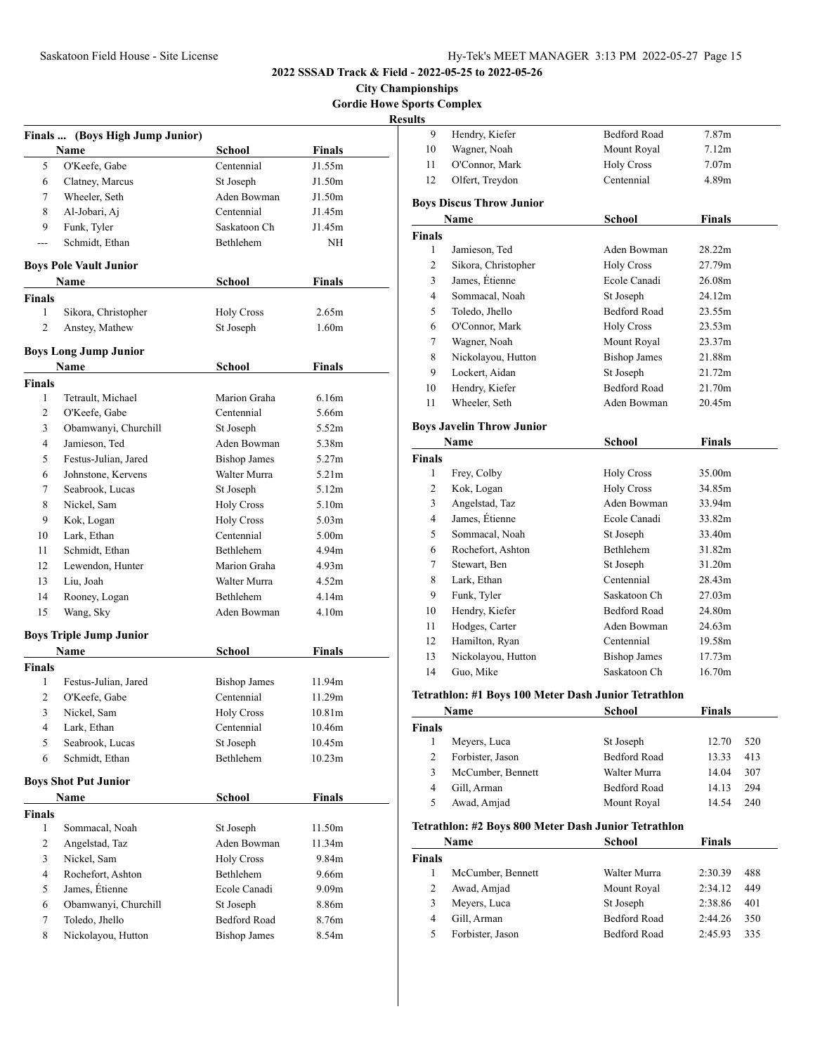# 2022 SSSAD Track & Field - 2022-05-25 to 2022-05-26

## City Championships

### Gordie Howe Sports Complex

### Results

**Finals ... (Boys High Jump Junior)**

| | Name | School | Finals |
|---|---|---|---|
| 5 | O'Keefe, Gabe | Centennial | J1.55m |
| 6 | Clatney, Marcus | St Joseph | J1.50m |
| 7 | Wheeler, Seth | Aden Bowman | J1.50m |
| 8 | Al-Jobari, Aj | Centennial | J1.45m |
| 9 | Funk, Tyler | Saskatoon Ch | J1.45m |
| --- | Schmidt, Ethan | Bethlehem | NH |

**Boys Pole Vault Junior**

| | Name | School | Finals |
|---|---|---|---|
| **Finals** | | | |
| 1 | Sikora, Christopher | Holy Cross | 2.65m |
| 2 | Anstey, Mathew | St Joseph | 1.60m |

**Boys Long Jump Junior**

| | Name | School | Finals |
|---|---|---|---|
| **Finals** | | | |
| 1 | Tetrault, Michael | Marion Graha | 6.16m |
| 2 | O'Keefe, Gabe | Centennial | 5.66m |
| 3 | Obamwanyi, Churchill | St Joseph | 5.52m |
| 4 | Jamieson, Ted | Aden Bowman | 5.38m |
| 5 | Festus-Julian, Jared | Bishop James | 5.27m |
| 6 | Johnstone, Kervens | Walter Murra | 5.21m |
| 7 | Seabrook, Lucas | St Joseph | 5.12m |
| 8 | Nickel, Sam | Holy Cross | 5.10m |
| 9 | Kok, Logan | Holy Cross | 5.03m |
| 10 | Lark, Ethan | Centennial | 5.00m |
| 11 | Schmidt, Ethan | Bethlehem | 4.94m |
| 12 | Lewendon, Hunter | Marion Graha | 4.93m |
| 13 | Liu, Joah | Walter Murra | 4.52m |
| 14 | Rooney, Logan | Bethlehem | 4.14m |
| 15 | Wang, Sky | Aden Bowman | 4.10m |

**Boys Triple Jump Junior**

| | Name | School | Finals |
|---|---|---|---|
| **Finals** | | | |
| 1 | Festus-Julian, Jared | Bishop James | 11.94m |
| 2 | O'Keefe, Gabe | Centennial | 11.29m |
| 3 | Nickel, Sam | Holy Cross | 10.81m |
| 4 | Lark, Ethan | Centennial | 10.46m |
| 5 | Seabrook, Lucas | St Joseph | 10.45m |
| 6 | Schmidt, Ethan | Bethlehem | 10.23m |

**Boys Shot Put Junior**

| | Name | School | Finals |
|---|---|---|---|
| **Finals** | | | |
| 1 | Sommacal, Noah | St Joseph | 11.50m |
| 2 | Angelstad, Taz | Aden Bowman | 11.34m |
| 3 | Nickel, Sam | Holy Cross | 9.84m |
| 4 | Rochefort, Ashton | Bethlehem | 9.66m |
| 5 | James, Étienne | Ecole Canadi | 9.09m |
| 6 | Obamwanyi, Churchill | St Joseph | 8.86m |
| 7 | Toledo, Jhello | Bedford Road | 8.76m |
| 8 | Nickolayou, Hutton | Bishop James | 8.54m |
| 9 | Hendry, Kiefer | Bedford Road | 7.87m |
| 10 | Wagner, Noah | Mount Royal | 7.12m |
| 11 | O'Connor, Mark | Holy Cross | 7.07m |
| 12 | Olfert, Treydon | Centennial | 4.89m |

**Boys Discus Throw Junior**

| | Name | School | Finals |
|---|---|---|---|
| **Finals** | | | |
| 1 | Jamieson, Ted | Aden Bowman | 28.22m |
| 2 | Sikora, Christopher | Holy Cross | 27.79m |
| 3 | James, Étienne | Ecole Canadi | 26.08m |
| 4 | Sommacal, Noah | St Joseph | 24.12m |
| 5 | Toledo, Jhello | Bedford Road | 23.55m |
| 6 | O'Connor, Mark | Holy Cross | 23.53m |
| 7 | Wagner, Noah | Mount Royal | 23.37m |
| 8 | Nickolayou, Hutton | Bishop James | 21.88m |
| 9 | Lockert, Aidan | St Joseph | 21.72m |
| 10 | Hendry, Kiefer | Bedford Road | 21.70m |
| 11 | Wheeler, Seth | Aden Bowman | 20.45m |

**Boys Javelin Throw Junior**

| | Name | School | Finals |
|---|---|---|---|
| **Finals** | | | |
| 1 | Frey, Colby | Holy Cross | 35.00m |
| 2 | Kok, Logan | Holy Cross | 34.85m |
| 3 | Angelstad, Taz | Aden Bowman | 33.94m |
| 4 | James, Étienne | Ecole Canadi | 33.82m |
| 5 | Sommacal, Noah | St Joseph | 33.40m |
| 6 | Rochefort, Ashton | Bethlehem | 31.82m |
| 7 | Stewart, Ben | St Joseph | 31.20m |
| 8 | Lark, Ethan | Centennial | 28.43m |
| 9 | Funk, Tyler | Saskatoon Ch | 27.03m |
| 10 | Hendry, Kiefer | Bedford Road | 24.80m |
| 11 | Hodges, Carter | Aden Bowman | 24.63m |
| 12 | Hamilton, Ryan | Centennial | 19.58m |
| 13 | Nickolayou, Hutton | Bishop James | 17.73m |
| 14 | Guo, Mike | Saskatoon Ch | 16.70m |

**Tetrathlon: #1 Boys 100 Meter Dash Junior Tetrathlon**

| | Name | School | Finals | |
|---|---|---|---|---|
| **Finals** | | | | |
| 1 | Meyers, Luca | St Joseph | 12.70 | 520 |
| 2 | Forbister, Jason | Bedford Road | 13.33 | 413 |
| 3 | McCumber, Bennett | Walter Murra | 14.04 | 307 |
| 4 | Gill, Arman | Bedford Road | 14.13 | 294 |
| 5 | Awad, Amjad | Mount Royal | 14.54 | 240 |

**Tetrathlon: #2 Boys 800 Meter Dash Junior Tetrathlon**

| | Name | School | Finals | |
|---|---|---|---|---|
| **Finals** | | | | |
| 1 | McCumber, Bennett | Walter Murra | 2:30.39 | 488 |
| 2 | Awad, Amjad | Mount Royal | 2:34.12 | 449 |
| 3 | Meyers, Luca | St Joseph | 2:38.86 | 401 |
| 4 | Gill, Arman | Bedford Road | 2:44.26 | 350 |
| 5 | Forbister, Jason | Bedford Road | 2:45.93 | 335 |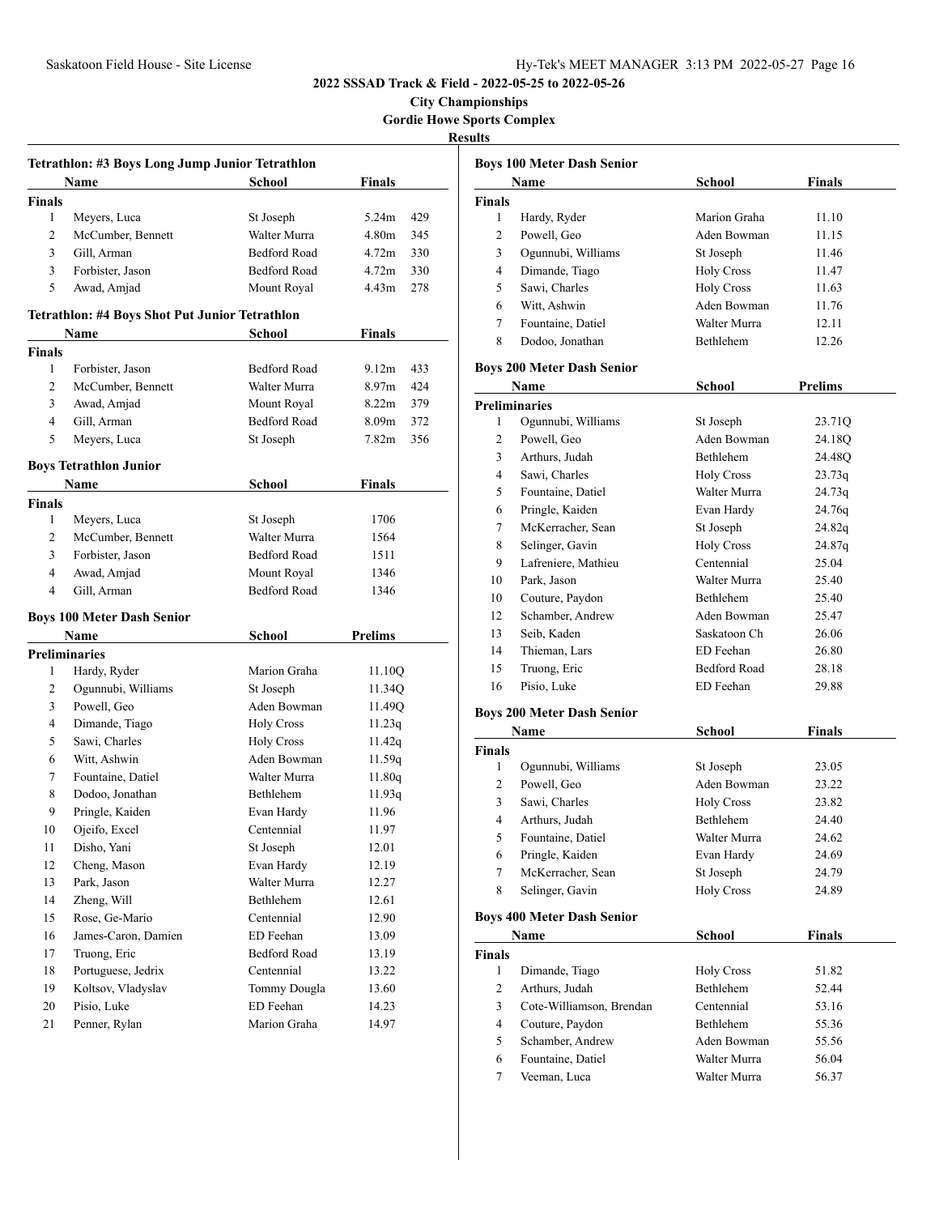**2022 SSSAD Track & Field - 2022-05-25 to 2022-05-26**

**City Championships**

**Gordie Howe Sports Complex**

**Results**

### Tetrathlon: #3 Boys Long Jump Junior Tetrathlon

| | Name | School | Finals | |
|---|---|---|---|---|
| **Finals** | | | | |
| 1 | Meyers, Luca | St Joseph | 5.24m | 429 |
| 2 | McCumber, Bennett | Walter Murra | 4.80m | 345 |
| 3 | Gill, Arman | Bedford Road | 4.72m | 330 |
| 3 | Forbister, Jason | Bedford Road | 4.72m | 330 |
| 5 | Awad, Amjad | Mount Royal | 4.43m | 278 |

### Tetrathlon: #4 Boys Shot Put Junior Tetrathlon

| | Name | School | Finals | |
|---|---|---|---|---|
| **Finals** | | | | |
| 1 | Forbister, Jason | Bedford Road | 9.12m | 433 |
| 2 | McCumber, Bennett | Walter Murra | 8.97m | 424 |
| 3 | Awad, Amjad | Mount Royal | 8.22m | 379 |
| 4 | Gill, Arman | Bedford Road | 8.09m | 372 |
| 5 | Meyers, Luca | St Joseph | 7.82m | 356 |

### Boys Tetrathlon Junior

| | Name | School | Finals |
|---|---|---|---|
| **Finals** | | | |
| 1 | Meyers, Luca | St Joseph | 1706 |
| 2 | McCumber, Bennett | Walter Murra | 1564 |
| 3 | Forbister, Jason | Bedford Road | 1511 |
| 4 | Awad, Amjad | Mount Royal | 1346 |
| 4 | Gill, Arman | Bedford Road | 1346 |

### Boys 100 Meter Dash Senior

| | Name | School | Prelims |
|---|---|---|---|
| **Preliminaries** | | | |
| 1 | Hardy, Ryder | Marion Graha | 11.10Q |
| 2 | Ogunnubi, Williams | St Joseph | 11.34Q |
| 3 | Powell, Geo | Aden Bowman | 11.49Q |
| 4 | Dimande, Tiago | Holy Cross | 11.23q |
| 5 | Sawi, Charles | Holy Cross | 11.42q |
| 6 | Witt, Ashwin | Aden Bowman | 11.59q |
| 7 | Fountaine, Datiel | Walter Murra | 11.80q |
| 8 | Dodoo, Jonathan | Bethlehem | 11.93q |
| 9 | Pringle, Kaiden | Evan Hardy | 11.96 |
| 10 | Ojeifo, Excel | Centennial | 11.97 |
| 11 | Disho, Yani | St Joseph | 12.01 |
| 12 | Cheng, Mason | Evan Hardy | 12.19 |
| 13 | Park, Jason | Walter Murra | 12.27 |
| 14 | Zheng, Will | Bethlehem | 12.61 |
| 15 | Rose, Ge-Mario | Centennial | 12.90 |
| 16 | James-Caron, Damien | ED Feehan | 13.09 |
| 17 | Truong, Eric | Bedford Road | 13.19 |
| 18 | Portuguese, Jedrix | Centennial | 13.22 |
| 19 | Koltsov, Vladyslav | Tommy Dougla | 13.60 |
| 20 | Pisio, Luke | ED Feehan | 14.23 |
| 21 | Penner, Rylan | Marion Graha | 14.97 |

### Boys 100 Meter Dash Senior

| | Name | School | Finals |
|---|---|---|---|
| **Finals** | | | |
| 1 | Hardy, Ryder | Marion Graha | 11.10 |
| 2 | Powell, Geo | Aden Bowman | 11.15 |
| 3 | Ogunnubi, Williams | St Joseph | 11.46 |
| 4 | Dimande, Tiago | Holy Cross | 11.47 |
| 5 | Sawi, Charles | Holy Cross | 11.63 |
| 6 | Witt, Ashwin | Aden Bowman | 11.76 |
| 7 | Fountaine, Datiel | Walter Murra | 12.11 |
| 8 | Dodoo, Jonathan | Bethlehem | 12.26 |

### Boys 200 Meter Dash Senior

| | Name | School | Prelims |
|---|---|---|---|
| **Preliminaries** | | | |
| 1 | Ogunnubi, Williams | St Joseph | 23.71Q |
| 2 | Powell, Geo | Aden Bowman | 24.18Q |
| 3 | Arthurs, Judah | Bethlehem | 24.48Q |
| 4 | Sawi, Charles | Holy Cross | 23.73q |
| 5 | Fountaine, Datiel | Walter Murra | 24.73q |
| 6 | Pringle, Kaiden | Evan Hardy | 24.76q |
| 7 | McKerracher, Sean | St Joseph | 24.82q |
| 8 | Selinger, Gavin | Holy Cross | 24.87q |
| 9 | Lafreniere, Mathieu | Centennial | 25.04 |
| 10 | Park, Jason | Walter Murra | 25.40 |
| 10 | Couture, Paydon | Bethlehem | 25.40 |
| 12 | Schamber, Andrew | Aden Bowman | 25.47 |
| 13 | Seib, Kaden | Saskatoon Ch | 26.06 |
| 14 | Thieman, Lars | ED Feehan | 26.80 |
| 15 | Truong, Eric | Bedford Road | 28.18 |
| 16 | Pisio, Luke | ED Feehan | 29.88 |

### Boys 200 Meter Dash Senior

| | Name | School | Finals |
|---|---|---|---|
| **Finals** | | | |
| 1 | Ogunnubi, Williams | St Joseph | 23.05 |
| 2 | Powell, Geo | Aden Bowman | 23.22 |
| 3 | Sawi, Charles | Holy Cross | 23.82 |
| 4 | Arthurs, Judah | Bethlehem | 24.40 |
| 5 | Fountaine, Datiel | Walter Murra | 24.62 |
| 6 | Pringle, Kaiden | Evan Hardy | 24.69 |
| 7 | McKerracher, Sean | St Joseph | 24.79 |
| 8 | Selinger, Gavin | Holy Cross | 24.89 |

### Boys 400 Meter Dash Senior

| | Name | School | Finals |
|---|---|---|---|
| **Finals** | | | |
| 1 | Dimande, Tiago | Holy Cross | 51.82 |
| 2 | Arthurs, Judah | Bethlehem | 52.44 |
| 3 | Cote-Williamson, Brendan | Centennial | 53.16 |
| 4 | Couture, Paydon | Bethlehem | 55.36 |
| 5 | Schamber, Andrew | Aden Bowman | 55.56 |
| 6 | Fountaine, Datiel | Walter Murra | 56.04 |
| 7 | Veeman, Luca | Walter Murra | 56.37 |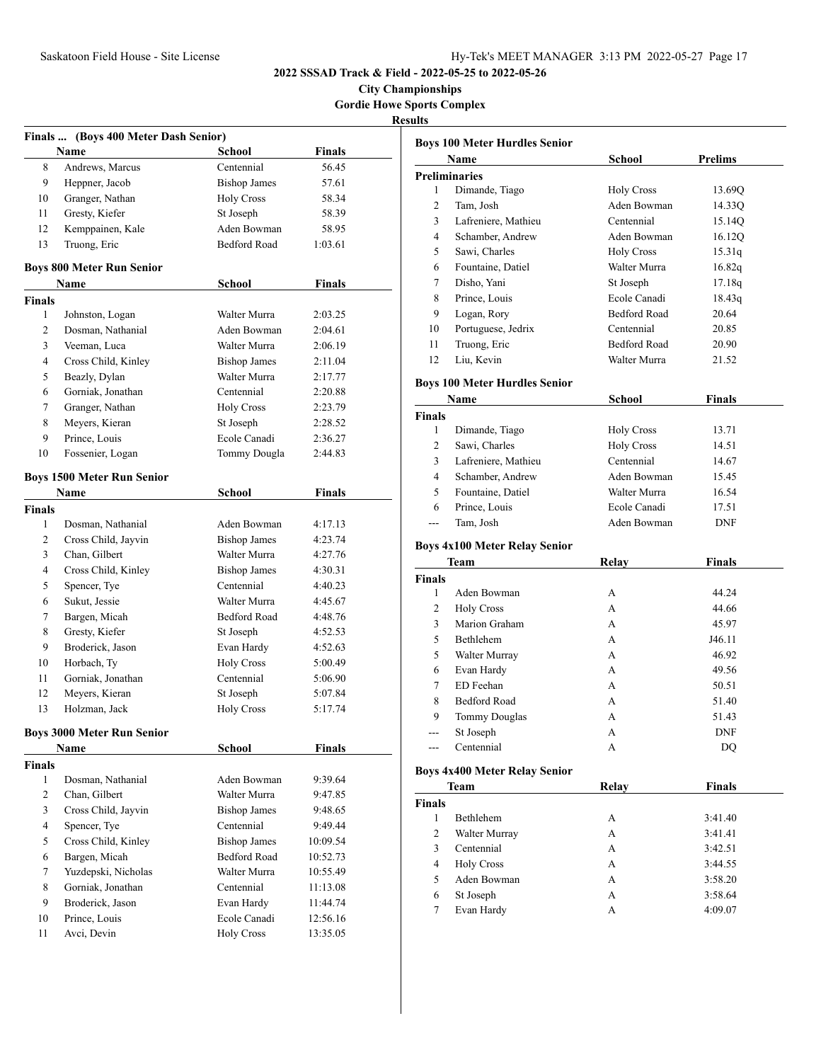**2022 SSSAD Track & Field - 2022-05-25 to 2022-05-26**

**City Championships**

**Gordie Howe Sports Complex**

**Results**

### Finals ... (Boys 400 Meter Dash Senior)

| | Name | School | Finals |
|---|---|---|---|
| 8 | Andrews, Marcus | Centennial | 56.45 |
| 9 | Heppner, Jacob | Bishop James | 57.61 |
| 10 | Granger, Nathan | Holy Cross | 58.34 |
| 11 | Gresty, Kiefer | St Joseph | 58.39 |
| 12 | Kemppainen, Kale | Aden Bowman | 58.95 |
| 13 | Truong, Eric | Bedford Road | 1:03.61 |

### Boys 800 Meter Run Senior

| | Name | School | Finals |
|---|---|---|---|
| **Finals** | | | |
| 1 | Johnston, Logan | Walter Murra | 2:03.25 |
| 2 | Dosman, Nathanial | Aden Bowman | 2:04.61 |
| 3 | Veeman, Luca | Walter Murra | 2:06.19 |
| 4 | Cross Child, Kinley | Bishop James | 2:11.04 |
| 5 | Beazly, Dylan | Walter Murra | 2:17.77 |
| 6 | Gorniak, Jonathan | Centennial | 2:20.88 |
| 7 | Granger, Nathan | Holy Cross | 2:23.79 |
| 8 | Meyers, Kieran | St Joseph | 2:28.52 |
| 9 | Prince, Louis | Ecole Canadi | 2:36.27 |
| 10 | Fossenier, Logan | Tommy Dougla | 2:44.83 |

### Boys 1500 Meter Run Senior

| | Name | School | Finals |
|---|---|---|---|
| **Finals** | | | |
| 1 | Dosman, Nathanial | Aden Bowman | 4:17.13 |
| 2 | Cross Child, Jayvin | Bishop James | 4:23.74 |
| 3 | Chan, Gilbert | Walter Murra | 4:27.76 |
| 4 | Cross Child, Kinley | Bishop James | 4:30.31 |
| 5 | Spencer, Tye | Centennial | 4:40.23 |
| 6 | Sukut, Jessie | Walter Murra | 4:45.67 |
| 7 | Bargen, Micah | Bedford Road | 4:48.76 |
| 8 | Gresty, Kiefer | St Joseph | 4:52.53 |
| 9 | Broderick, Jason | Evan Hardy | 4:52.63 |
| 10 | Horbach, Ty | Holy Cross | 5:00.49 |
| 11 | Gorniak, Jonathan | Centennial | 5:06.90 |
| 12 | Meyers, Kieran | St Joseph | 5:07.84 |
| 13 | Holzman, Jack | Holy Cross | 5:17.74 |

### Boys 3000 Meter Run Senior

| | Name | School | Finals |
|---|---|---|---|
| **Finals** | | | |
| 1 | Dosman, Nathanial | Aden Bowman | 9:39.64 |
| 2 | Chan, Gilbert | Walter Murra | 9:47.85 |
| 3 | Cross Child, Jayvin | Bishop James | 9:48.65 |
| 4 | Spencer, Tye | Centennial | 9:49.44 |
| 5 | Cross Child, Kinley | Bishop James | 10:09.54 |
| 6 | Bargen, Micah | Bedford Road | 10:52.73 |
| 7 | Yuzdepski, Nicholas | Walter Murra | 10:55.49 |
| 8 | Gorniak, Jonathan | Centennial | 11:13.08 |
| 9 | Broderick, Jason | Evan Hardy | 11:44.74 |
| 10 | Prince, Louis | Ecole Canadi | 12:56.16 |
| 11 | Avci, Devin | Holy Cross | 13:35.05 |

### Boys 100 Meter Hurdles Senior

| | Name | School | Prelims |
|---|---|---|---|
| **Preliminaries** | | | |
| 1 | Dimande, Tiago | Holy Cross | 13.69Q |
| 2 | Tam, Josh | Aden Bowman | 14.33Q |
| 3 | Lafreniere, Mathieu | Centennial | 15.14Q |
| 4 | Schamber, Andrew | Aden Bowman | 16.12Q |
| 5 | Sawi, Charles | Holy Cross | 15.31q |
| 6 | Fountaine, Datiel | Walter Murra | 16.82q |
| 7 | Disho, Yani | St Joseph | 17.18q |
| 8 | Prince, Louis | Ecole Canadi | 18.43q |
| 9 | Logan, Rory | Bedford Road | 20.64 |
| 10 | Portuguese, Jedrix | Centennial | 20.85 |
| 11 | Truong, Eric | Bedford Road | 20.90 |
| 12 | Liu, Kevin | Walter Murra | 21.52 |

### Boys 100 Meter Hurdles Senior

| | Name | School | Finals |
|---|---|---|---|
| **Finals** | | | |
| 1 | Dimande, Tiago | Holy Cross | 13.71 |
| 2 | Sawi, Charles | Holy Cross | 14.51 |
| 3 | Lafreniere, Mathieu | Centennial | 14.67 |
| 4 | Schamber, Andrew | Aden Bowman | 15.45 |
| 5 | Fountaine, Datiel | Walter Murra | 16.54 |
| 6 | Prince, Louis | Ecole Canadi | 17.51 |
| --- | Tam, Josh | Aden Bowman | DNF |

### Boys 4x100 Meter Relay Senior

| | Team | Relay | Finals |
|---|---|---|---|
| **Finals** | | | |
| 1 | Aden Bowman | A | 44.24 |
| 2 | Holy Cross | A | 44.66 |
| 3 | Marion Graham | A | 45.97 |
| 5 | Bethlehem | A | J46.11 |
| 5 | Walter Murray | A | 46.92 |
| 6 | Evan Hardy | A | 49.56 |
| 7 | ED Feehan | A | 50.51 |
| 8 | Bedford Road | A | 51.40 |
| 9 | Tommy Douglas | A | 51.43 |
| --- | St Joseph | A | DNF |
| --- | Centennial | A | DQ |

### Boys 4x400 Meter Relay Senior

| | Team | Relay | Finals |
|---|---|---|---|
| **Finals** | | | |
| 1 | Bethlehem | A | 3:41.40 |
| 2 | Walter Murray | A | 3:41.41 |
| 3 | Centennial | A | 3:42.51 |
| 4 | Holy Cross | A | 3:44.55 |
| 5 | Aden Bowman | A | 3:58.20 |
| 6 | St Joseph | A | 3:58.64 |
| 7 | Evan Hardy | A | 4:09.07 |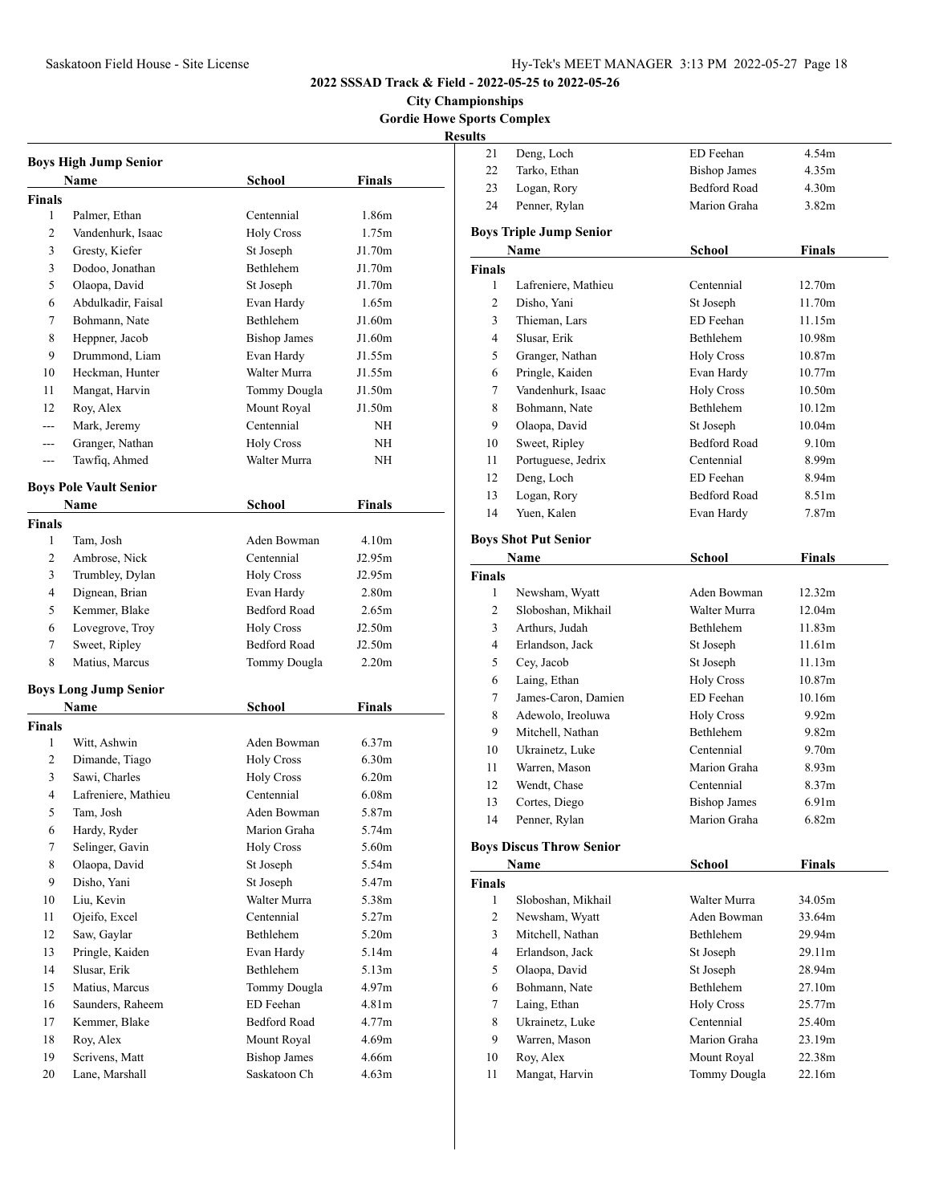**2022 SSSAD Track & Field - 2022-05-25 to 2022-05-26**

**City Championships**

**Gordie Howe Sports Complex**

**Results**

### Boys High Jump Senior

| | Name | School | Finals |
|---|---|---|---|
| **Finals** | | | |
| 1 | Palmer, Ethan | Centennial | 1.86m |
| 2 | Vandenhurk, Isaac | Holy Cross | 1.75m |
| 3 | Gresty, Kiefer | St Joseph | J1.70m |
| 3 | Dodoo, Jonathan | Bethlehem | J1.70m |
| 5 | Olaopa, David | St Joseph | J1.70m |
| 6 | Abdulkadir, Faisal | Evan Hardy | 1.65m |
| 7 | Bohmann, Nate | Bethlehem | J1.60m |
| 8 | Heppner, Jacob | Bishop James | J1.60m |
| 9 | Drummond, Liam | Evan Hardy | J1.55m |
| 10 | Heckman, Hunter | Walter Murra | J1.55m |
| 11 | Mangat, Harvin | Tommy Dougla | J1.50m |
| 12 | Roy, Alex | Mount Royal | J1.50m |
| --- | Mark, Jeremy | Centennial | NH |
| --- | Granger, Nathan | Holy Cross | NH |
| --- | Tawfiq, Ahmed | Walter Murra | NH |

### Boys Pole Vault Senior

| | Name | School | Finals |
|---|---|---|---|
| **Finals** | | | |
| 1 | Tam, Josh | Aden Bowman | 4.10m |
| 2 | Ambrose, Nick | Centennial | J2.95m |
| 3 | Trumbley, Dylan | Holy Cross | J2.95m |
| 4 | Dignean, Brian | Evan Hardy | 2.80m |
| 5 | Kemmer, Blake | Bedford Road | 2.65m |
| 6 | Lovegrove, Troy | Holy Cross | J2.50m |
| 7 | Sweet, Ripley | Bedford Road | J2.50m |
| 8 | Matius, Marcus | Tommy Dougla | 2.20m |

### Boys Long Jump Senior

| | Name | School | Finals |
|---|---|---|---|
| **Finals** | | | |
| 1 | Witt, Ashwin | Aden Bowman | 6.37m |
| 2 | Dimande, Tiago | Holy Cross | 6.30m |
| 3 | Sawi, Charles | Holy Cross | 6.20m |
| 4 | Lafreniere, Mathieu | Centennial | 6.08m |
| 5 | Tam, Josh | Aden Bowman | 5.87m |
| 6 | Hardy, Ryder | Marion Graha | 5.74m |
| 7 | Selinger, Gavin | Holy Cross | 5.60m |
| 8 | Olaopa, David | St Joseph | 5.54m |
| 9 | Disho, Yani | St Joseph | 5.47m |
| 10 | Liu, Kevin | Walter Murra | 5.38m |
| 11 | Ojeifo, Excel | Centennial | 5.27m |
| 12 | Saw, Gaylar | Bethlehem | 5.20m |
| 13 | Pringle, Kaiden | Evan Hardy | 5.14m |
| 14 | Slusar, Erik | Bethlehem | 5.13m |
| 15 | Matius, Marcus | Tommy Dougla | 4.97m |
| 16 | Saunders, Raheem | ED Feehan | 4.81m |
| 17 | Kemmer, Blake | Bedford Road | 4.77m |
| 18 | Roy, Alex | Mount Royal | 4.69m |
| 19 | Scrivens, Matt | Bishop James | 4.66m |
| 20 | Lane, Marshall | Saskatoon Ch | 4.63m |
| 21 | Deng, Loch | ED Feehan | 4.54m |
| 22 | Tarko, Ethan | Bishop James | 4.35m |
| 23 | Logan, Rory | Bedford Road | 4.30m |
| 24 | Penner, Rylan | Marion Graha | 3.82m |

### Boys Triple Jump Senior

| | Name | School | Finals |
|---|---|---|---|
| **Finals** | | | |
| 1 | Lafreniere, Mathieu | Centennial | 12.70m |
| 2 | Disho, Yani | St Joseph | 11.70m |
| 3 | Thieman, Lars | ED Feehan | 11.15m |
| 4 | Slusar, Erik | Bethlehem | 10.98m |
| 5 | Granger, Nathan | Holy Cross | 10.87m |
| 6 | Pringle, Kaiden | Evan Hardy | 10.77m |
| 7 | Vandenhurk, Isaac | Holy Cross | 10.50m |
| 8 | Bohmann, Nate | Bethlehem | 10.12m |
| 9 | Olaopa, David | St Joseph | 10.04m |
| 10 | Sweet, Ripley | Bedford Road | 9.10m |
| 11 | Portuguese, Jedrix | Centennial | 8.99m |
| 12 | Deng, Loch | ED Feehan | 8.94m |
| 13 | Logan, Rory | Bedford Road | 8.51m |
| 14 | Yuen, Kalen | Evan Hardy | 7.87m |

### Boys Shot Put Senior

| | Name | School | Finals |
|---|---|---|---|
| **Finals** | | | |
| 1 | Newsham, Wyatt | Aden Bowman | 12.32m |
| 2 | Sloboshan, Mikhail | Walter Murra | 12.04m |
| 3 | Arthurs, Judah | Bethlehem | 11.83m |
| 4 | Erlandson, Jack | St Joseph | 11.61m |
| 5 | Cey, Jacob | St Joseph | 11.13m |
| 6 | Laing, Ethan | Holy Cross | 10.87m |
| 7 | James-Caron, Damien | ED Feehan | 10.16m |
| 8 | Adewolo, Ireoluwa | Holy Cross | 9.92m |
| 9 | Mitchell, Nathan | Bethlehem | 9.82m |
| 10 | Ukrainetz, Luke | Centennial | 9.70m |
| 11 | Warren, Mason | Marion Graha | 8.93m |
| 12 | Wendt, Chase | Centennial | 8.37m |
| 13 | Cortes, Diego | Bishop James | 6.91m |
| 14 | Penner, Rylan | Marion Graha | 6.82m |

### Boys Discus Throw Senior

| | Name | School | Finals |
|---|---|---|---|
| **Finals** | | | |
| 1 | Sloboshan, Mikhail | Walter Murra | 34.05m |
| 2 | Newsham, Wyatt | Aden Bowman | 33.64m |
| 3 | Mitchell, Nathan | Bethlehem | 29.94m |
| 4 | Erlandson, Jack | St Joseph | 29.11m |
| 5 | Olaopa, David | St Joseph | 28.94m |
| 6 | Bohmann, Nate | Bethlehem | 27.10m |
| 7 | Laing, Ethan | Holy Cross | 25.77m |
| 8 | Ukrainetz, Luke | Centennial | 25.40m |
| 9 | Warren, Mason | Marion Graha | 23.19m |
| 10 | Roy, Alex | Mount Royal | 22.38m |
| 11 | Mangat, Harvin | Tommy Dougla | 22.16m |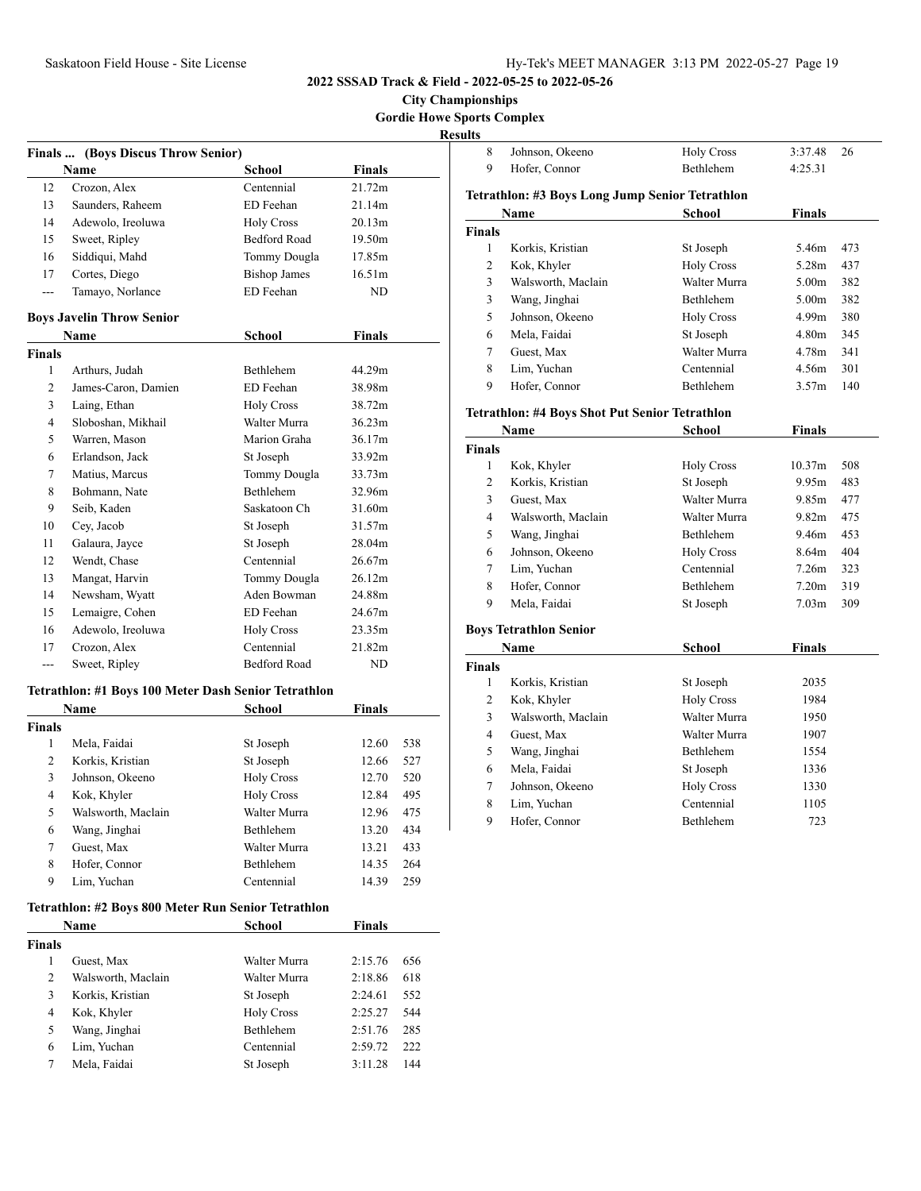# 2022 SSSAD Track & Field - 2022-05-25 to 2022-05-26

## City Championships

### Gordie Howe Sports Complex

### Results

**Finals ... (Boys Discus Throw Senior)**

| | Name | School | Finals |
|---|---|---|---|
| 12 | Crozon, Alex | Centennial | 21.72m |
| 13 | Saunders, Raheem | ED Feehan | 21.14m |
| 14 | Adewolo, Ireoluwa | Holy Cross | 20.13m |
| 15 | Sweet, Ripley | Bedford Road | 19.50m |
| 16 | Siddiqui, Mahd | Tommy Dougla | 17.85m |
| 17 | Cortes, Diego | Bishop James | 16.51m |
| --- | Tamayo, Norlance | ED Feehan | ND |

**Boys Javelin Throw Senior**

| | Name | School | Finals |
|---|---|---|---|
| **Finals** | | | |
| 1 | Arthurs, Judah | Bethlehem | 44.29m |
| 2 | James-Caron, Damien | ED Feehan | 38.98m |
| 3 | Laing, Ethan | Holy Cross | 38.72m |
| 4 | Sloboshan, Mikhail | Walter Murra | 36.23m |
| 5 | Warren, Mason | Marion Graha | 36.17m |
| 6 | Erlandson, Jack | St Joseph | 33.92m |
| 7 | Matius, Marcus | Tommy Dougla | 33.73m |
| 8 | Bohmann, Nate | Bethlehem | 32.96m |
| 9 | Seib, Kaden | Saskatoon Ch | 31.60m |
| 10 | Cey, Jacob | St Joseph | 31.57m |
| 11 | Galaura, Jayce | St Joseph | 28.04m |
| 12 | Wendt, Chase | Centennial | 26.67m |
| 13 | Mangat, Harvin | Tommy Dougla | 26.12m |
| 14 | Newsham, Wyatt | Aden Bowman | 24.88m |
| 15 | Lemaigre, Cohen | ED Feehan | 24.67m |
| 16 | Adewolo, Ireoluwa | Holy Cross | 23.35m |
| 17 | Crozon, Alex | Centennial | 21.82m |
| --- | Sweet, Ripley | Bedford Road | ND |

**Tetrathlon: #1 Boys 100 Meter Dash Senior Tetrathlon**

| | Name | School | Finals | |
|---|---|---|---|---|
| **Finals** | | | | |
| 1 | Mela, Faidai | St Joseph | 12.60 | 538 |
| 2 | Korkis, Kristian | St Joseph | 12.66 | 527 |
| 3 | Johnson, Okeeno | Holy Cross | 12.70 | 520 |
| 4 | Kok, Khyler | Holy Cross | 12.84 | 495 |
| 5 | Walsworth, Maclain | Walter Murra | 12.96 | 475 |
| 6 | Wang, Jinghai | Bethlehem | 13.20 | 434 |
| 7 | Guest, Max | Walter Murra | 13.21 | 433 |
| 8 | Hofer, Connor | Bethlehem | 14.35 | 264 |
| 9 | Lim, Yuchan | Centennial | 14.39 | 259 |

**Tetrathlon: #2 Boys 800 Meter Run Senior Tetrathlon**

| | Name | School | Finals | |
|---|---|---|---|---|
| **Finals** | | | | |
| 1 | Guest, Max | Walter Murra | 2:15.76 | 656 |
| 2 | Walsworth, Maclain | Walter Murra | 2:18.86 | 618 |
| 3 | Korkis, Kristian | St Joseph | 2:24.61 | 552 |
| 4 | Kok, Khyler | Holy Cross | 2:25.27 | 544 |
| 5 | Wang, Jinghai | Bethlehem | 2:51.76 | 285 |
| 6 | Lim, Yuchan | Centennial | 2:59.72 | 222 |
| 7 | Mela, Faidai | St Joseph | 3:11.28 | 144 |
| 8 | Johnson, Okeeno | Holy Cross | 3:37.48 | 26 |
| 9 | Hofer, Connor | Bethlehem | 4:25.31 | |

**Tetrathlon: #3 Boys Long Jump Senior Tetrathlon**

| | Name | School | Finals | |
|---|---|---|---|---|
| **Finals** | | | | |
| 1 | Korkis, Kristian | St Joseph | 5.46m | 473 |
| 2 | Kok, Khyler | Holy Cross | 5.28m | 437 |
| 3 | Walsworth, Maclain | Walter Murra | 5.00m | 382 |
| 3 | Wang, Jinghai | Bethlehem | 5.00m | 382 |
| 5 | Johnson, Okeeno | Holy Cross | 4.99m | 380 |
| 6 | Mela, Faidai | St Joseph | 4.80m | 345 |
| 7 | Guest, Max | Walter Murra | 4.78m | 341 |
| 8 | Lim, Yuchan | Centennial | 4.56m | 301 |
| 9 | Hofer, Connor | Bethlehem | 3.57m | 140 |

**Tetrathlon: #4 Boys Shot Put Senior Tetrathlon**

| | Name | School | Finals | |
|---|---|---|---|---|
| **Finals** | | | | |
| 1 | Kok, Khyler | Holy Cross | 10.37m | 508 |
| 2 | Korkis, Kristian | St Joseph | 9.95m | 483 |
| 3 | Guest, Max | Walter Murra | 9.85m | 477 |
| 4 | Walsworth, Maclain | Walter Murra | 9.82m | 475 |
| 5 | Wang, Jinghai | Bethlehem | 9.46m | 453 |
| 6 | Johnson, Okeeno | Holy Cross | 8.64m | 404 |
| 7 | Lim, Yuchan | Centennial | 7.26m | 323 |
| 8 | Hofer, Connor | Bethlehem | 7.20m | 319 |
| 9 | Mela, Faidai | St Joseph | 7.03m | 309 |

**Boys Tetrathlon Senior**

| | Name | School | Finals |
|---|---|---|---|
| **Finals** | | | |
| 1 | Korkis, Kristian | St Joseph | 2035 |
| 2 | Kok, Khyler | Holy Cross | 1984 |
| 3 | Walsworth, Maclain | Walter Murra | 1950 |
| 4 | Guest, Max | Walter Murra | 1907 |
| 5 | Wang, Jinghai | Bethlehem | 1554 |
| 6 | Mela, Faidai | St Joseph | 1336 |
| 7 | Johnson, Okeeno | Holy Cross | 1330 |
| 8 | Lim, Yuchan | Centennial | 1105 |
| 9 | Hofer, Connor | Bethlehem | 723 |